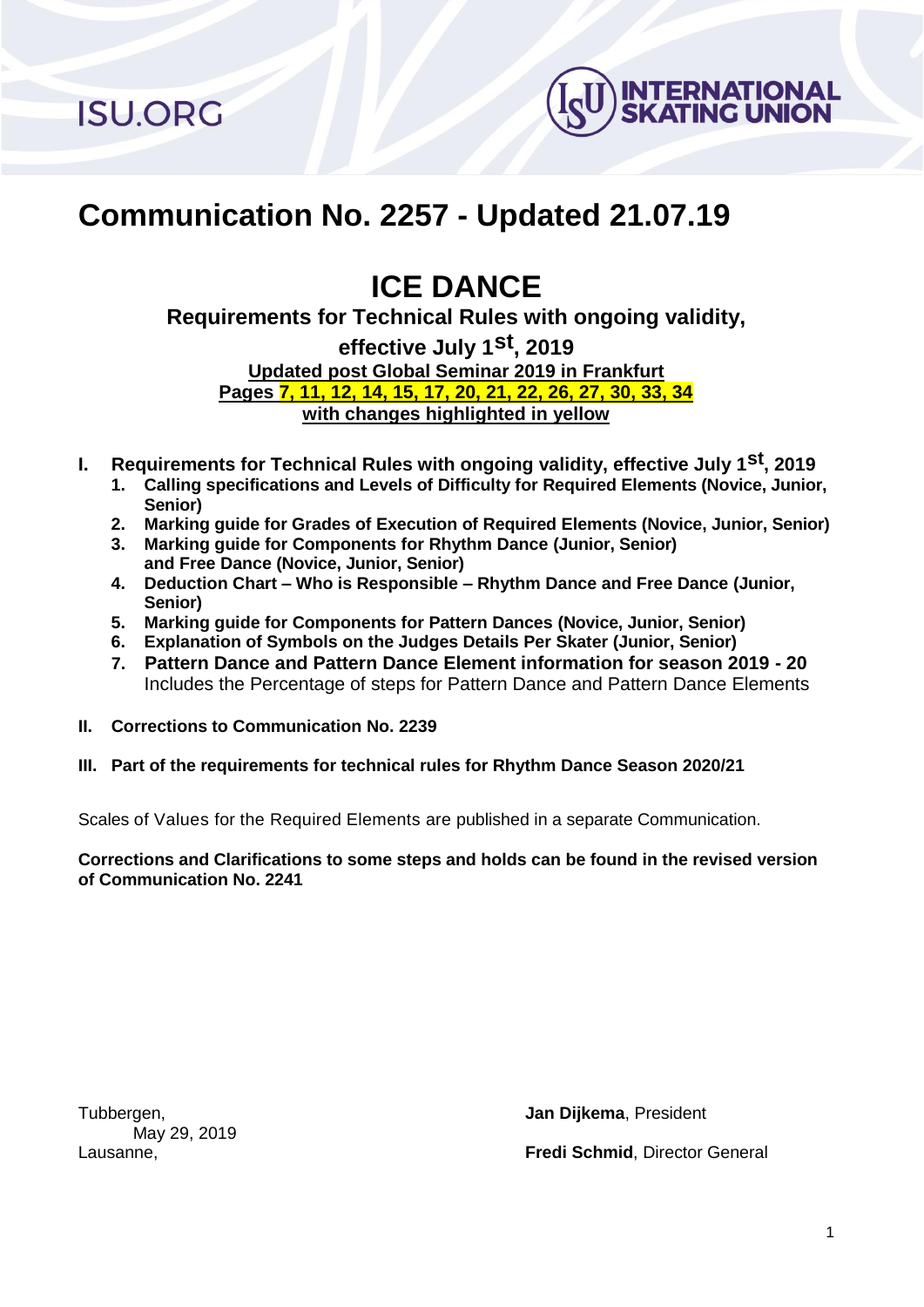ISU.ORG

INTERNATIONAL SKATING UNION

# Communication No. 2257 - Updated 21.07.19

# ICE DANCE

## Requirements for Technical Rules with ongoing validity, effective July 1st, 2019

**Updated post Global Seminar 2019 in Frankfurt**
**Pages 7, 11, 12, 14, 15, 17, 20, 21, 22, 26, 27, 30, 33, 34**
**with changes highlighted in yellow**

**I. Requirements for Technical Rules with ongoing validity, effective July 1st, 2019**

1. **Calling specifications and Levels of Difficulty for Required Elements (Novice, Junior, Senior)**
2. **Marking guide for Grades of Execution of Required Elements (Novice, Junior, Senior)**
3. **Marking guide for Components for Rhythm Dance (Junior, Senior) and Free Dance (Novice, Junior, Senior)**
4. **Deduction Chart – Who is Responsible – Rhythm Dance and Free Dance (Junior, Senior)**
5. **Marking guide for Components for Pattern Dances (Novice, Junior, Senior)**
6. **Explanation of Symbols on the Judges Details Per Skater (Junior, Senior)**
7. **Pattern Dance and Pattern Dance Element information for season 2019 - 20**
   Includes the Percentage of steps for Pattern Dance and Pattern Dance Elements

**II. Corrections to Communication No. 2239**

**III. Part of the requirements for technical rules for Rhythm Dance Season 2020/21**

Scales of Values for the Required Elements are published in a separate Communication.

**Corrections and Clarifications to some steps and holds can be found in the revised version of Communication No. 2241**

Tubbergen,
May 29, 2019
Lausanne,

**Jan Dijkema**, President

**Fredi Schmid**, Director General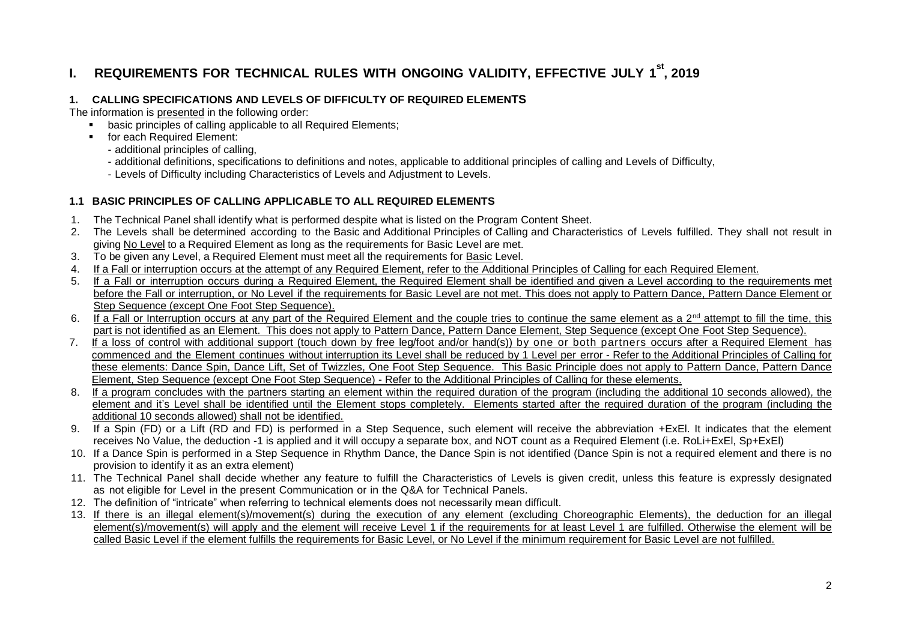# I. REQUIREMENTS FOR TECHNICAL RULES WITH ONGOING VALIDITY, EFFECTIVE JULY 1st, 2019

## 1. CALLING SPECIFICATIONS AND LEVELS OF DIFFICULTY OF REQUIRED ELEMENTS

The information is presented in the following order:

- basic principles of calling applicable to all Required Elements;
- for each Required Element:
  - additional principles of calling,
  - additional definitions, specifications to definitions and notes, applicable to additional principles of calling and Levels of Difficulty,
  - Levels of Difficulty including Characteristics of Levels and Adjustment to Levels.

### 1.1 BASIC PRINCIPLES OF CALLING APPLICABLE TO ALL REQUIRED ELEMENTS

1. The Technical Panel shall identify what is performed despite what is listed on the Program Content Sheet.
2. The Levels shall be determined according to the Basic and Additional Principles of Calling and Characteristics of Levels fulfilled. They shall not result in giving No Level to a Required Element as long as the requirements for Basic Level are met.
3. To be given any Level, a Required Element must meet all the requirements for Basic Level.
4. If a Fall or interruption occurs at the attempt of any Required Element, refer to the Additional Principles of Calling for each Required Element.
5. If a Fall or interruption occurs during a Required Element, the Required Element shall be identified and given a Level according to the requirements met before the Fall or interruption, or No Level if the requirements for Basic Level are not met. This does not apply to Pattern Dance, Pattern Dance Element or Step Sequence (except One Foot Step Sequence).
6. If a Fall or Interruption occurs at any part of the Required Element and the couple tries to continue the same element as a 2nd attempt to fill the time, this part is not identified as an Element. This does not apply to Pattern Dance, Pattern Dance Element, Step Sequence (except One Foot Step Sequence).
7. If a loss of control with additional support (touch down by free leg/foot and/or hand(s)) by one or both partners occurs after a Required Element has commenced and the Element continues without interruption its Level shall be reduced by 1 Level per error - Refer to the Additional Principles of Calling for these elements: Dance Spin, Dance Lift, Set of Twizzles, One Foot Step Sequence. This Basic Principle does not apply to Pattern Dance, Pattern Dance Element, Step Sequence (except One Foot Step Sequence) - Refer to the Additional Principles of Calling for these elements.
8. If a program concludes with the partners starting an element within the required duration of the program (including the additional 10 seconds allowed), the element and it's Level shall be identified until the Element stops completely. Elements started after the required duration of the program (including the additional 10 seconds allowed) shall not be identified.
9. If a Spin (FD) or a Lift (RD and FD) is performed in a Step Sequence, such element will receive the abbreviation +ExEl. It indicates that the element receives No Value, the deduction -1 is applied and it will occupy a separate box, and NOT count as a Required Element (i.e. RoLi+ExEl, Sp+ExEl)
10. If a Dance Spin is performed in a Step Sequence in Rhythm Dance, the Dance Spin is not identified (Dance Spin is not a required element and there is no provision to identify it as an extra element)
11. The Technical Panel shall decide whether any feature to fulfill the Characteristics of Levels is given credit, unless this feature is expressly designated as not eligible for Level in the present Communication or in the Q&A for Technical Panels.
12. The definition of "intricate" when referring to technical elements does not necessarily mean difficult.
13. If there is an illegal element(s)/movement(s) during the execution of any element (excluding Choreographic Elements), the deduction for an illegal element(s)/movement(s) will apply and the element will receive Level 1 if the requirements for at least Level 1 are fulfilled. Otherwise the element will be called Basic Level if the element fulfills the requirements for Basic Level, or No Level if the minimum requirement for Basic Level are not fulfilled.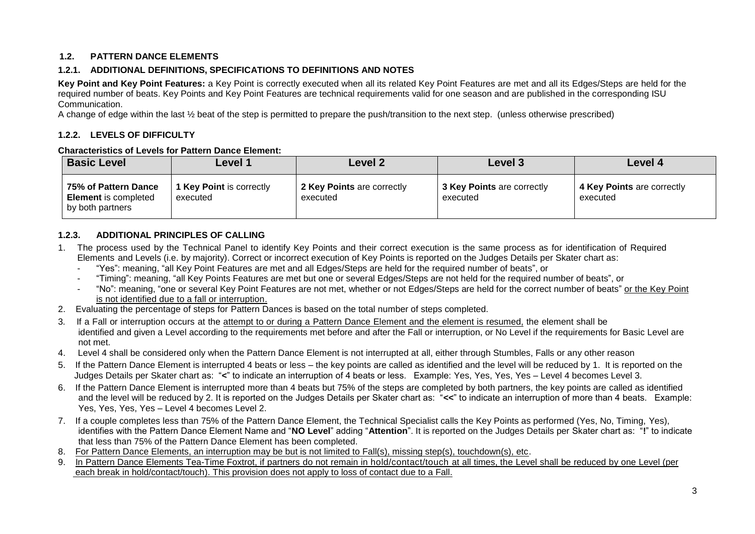## 1.2. PATTERN DANCE ELEMENTS

### 1.2.1. ADDITIONAL DEFINITIONS, SPECIFICATIONS TO DEFINITIONS AND NOTES

**Key Point and Key Point Features:** a Key Point is correctly executed when all its related Key Point Features are met and all its Edges/Steps are held for the required number of beats. Key Points and Key Point Features are technical requirements valid for one season and are published in the corresponding ISU Communication.

A change of edge within the last ½ beat of the step is permitted to prepare the push/transition to the next step. (unless otherwise prescribed)

### 1.2.2. LEVELS OF DIFFICULTY

**Characteristics of Levels for Pattern Dance Element:**

| Basic Level | Level 1 | Level 2 | Level 3 | Level 4 |
|---|---|---|---|---|
| **75% of Pattern Dance Element** is completed by both partners | **1 Key Point** is correctly executed | **2 Key Points** are correctly executed | **3 Key Points** are correctly executed | **4 Key Points** are correctly executed |

### 1.2.3. ADDITIONAL PRINCIPLES OF CALLING

1. The process used by the Technical Panel to identify Key Points and their correct execution is the same process as for identification of Required Elements and Levels (i.e. by majority). Correct or incorrect execution of Key Points is reported on the Judges Details per Skater chart as:
   - "Yes": meaning, "all Key Point Features are met and all Edges/Steps are held for the required number of beats", or
   - "Timing": meaning, "all Key Points Features are met but one or several Edges/Steps are not held for the required number of beats", or
   - "No": meaning, "one or several Key Point Features are not met, whether or not Edges/Steps are held for the correct number of beats" or the Key Point is not identified due to a fall or interruption.
2. Evaluating the percentage of steps for Pattern Dances is based on the total number of steps completed.
3. If a Fall or interruption occurs at the attempt to or during a Pattern Dance Element and the element is resumed, the element shall be identified and given a Level according to the requirements met before and after the Fall or interruption, or No Level if the requirements for Basic Level are not met.
4. Level 4 shall be considered only when the Pattern Dance Element is not interrupted at all, either through Stumbles, Falls or any other reason
5. If the Pattern Dance Element is interrupted 4 beats or less – the key points are called as identified and the level will be reduced by 1. It is reported on the Judges Details per Skater chart as: "**<**" to indicate an interruption of 4 beats or less. Example: Yes, Yes, Yes, Yes – Level 4 becomes Level 3.
6. If the Pattern Dance Element is interrupted more than 4 beats but 75% of the steps are completed by both partners, the key points are called as identified and the level will be reduced by 2. It is reported on the Judges Details per Skater chart as: "**<<**" to indicate an interruption of more than 4 beats. Example: Yes, Yes, Yes, Yes – Level 4 becomes Level 2.
7. If a couple completes less than 75% of the Pattern Dance Element, the Technical Specialist calls the Key Points as performed (Yes, No, Timing, Yes), identifies with the Pattern Dance Element Name and "**NO Level**" adding "**Attention**". It is reported on the Judges Details per Skater chart as: "**!**" to indicate that less than 75% of the Pattern Dance Element has been completed.
8. For Pattern Dance Elements, an interruption may be but is not limited to Fall(s), missing step(s), touchdown(s), etc.
9. In Pattern Dance Elements Tea-Time Foxtrot, if partners do not remain in hold/contact/touch at all times, the Level shall be reduced by one Level (per each break in hold/contact/touch). This provision does not apply to loss of contact due to a Fall.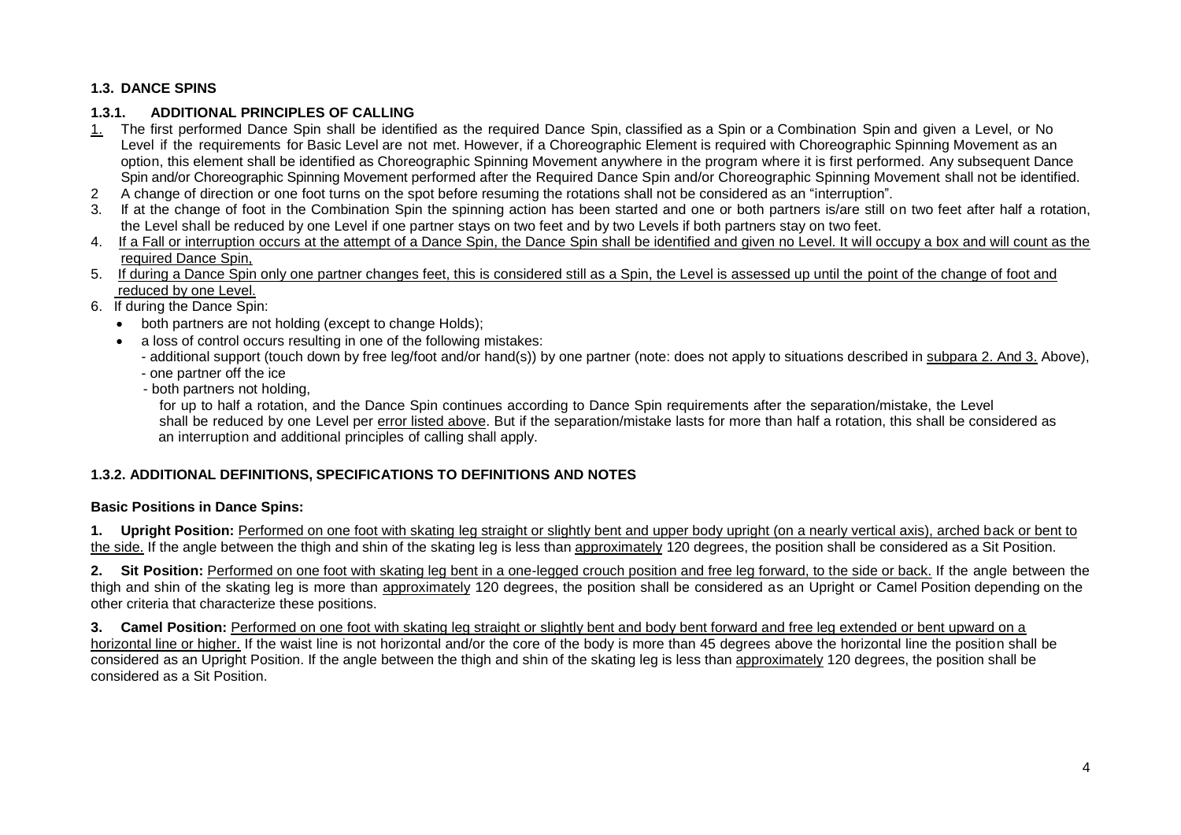### 1.3. DANCE SPINS

#### 1.3.1. ADDITIONAL PRINCIPLES OF CALLING

1. The first performed Dance Spin shall be identified as the required Dance Spin, classified as a Spin or a Combination Spin and given a Level, or No Level if the requirements for Basic Level are not met. However, if a Choreographic Element is required with Choreographic Spinning Movement as an option, this element shall be identified as Choreographic Spinning Movement anywhere in the program where it is first performed. Any subsequent Dance Spin and/or Choreographic Spinning Movement performed after the Required Dance Spin and/or Choreographic Spinning Movement shall not be identified.
2. A change of direction or one foot turns on the spot before resuming the rotations shall not be considered as an "interruption".
3. If at the change of foot in the Combination Spin the spinning action has been started and one or both partners is/are still on two feet after half a rotation, the Level shall be reduced by one Level if one partner stays on two feet and by two Levels if both partners stay on two feet.
4. If a Fall or interruption occurs at the attempt of a Dance Spin, the Dance Spin shall be identified and given no Level. It will occupy a box and will count as the required Dance Spin,
5. If during a Dance Spin only one partner changes feet, this is considered still as a Spin, the Level is assessed up until the point of the change of foot and reduced by one Level.
6. If during the Dance Spin:
   - both partners are not holding (except to change Holds);
   - a loss of control occurs resulting in one of the following mistakes:
     - additional support (touch down by free leg/foot and/or hand(s)) by one partner (note: does not apply to situations described in subpara 2. And 3. Above),
     - one partner off the ice
     - both partners not holding,

   for up to half a rotation, and the Dance Spin continues according to Dance Spin requirements after the separation/mistake, the Level shall be reduced by one Level per error listed above. But if the separation/mistake lasts for more than half a rotation, this shall be considered as an interruption and additional principles of calling shall apply.

#### 1.3.2. ADDITIONAL DEFINITIONS, SPECIFICATIONS TO DEFINITIONS AND NOTES

**Basic Positions in Dance Spins:**

**1. Upright Position:** Performed on one foot with skating leg straight or slightly bent and upper body upright (on a nearly vertical axis), arched back or bent to the side. If the angle between the thigh and shin of the skating leg is less than approximately 120 degrees, the position shall be considered as a Sit Position.

**2. Sit Position:** Performed on one foot with skating leg bent in a one-legged crouch position and free leg forward, to the side or back. If the angle between the thigh and shin of the skating leg is more than approximately 120 degrees, the position shall be considered as an Upright or Camel Position depending on the other criteria that characterize these positions.

**3. Camel Position:** Performed on one foot with skating leg straight or slightly bent and body bent forward and free leg extended or bent upward on a horizontal line or higher. If the waist line is not horizontal and/or the core of the body is more than 45 degrees above the horizontal line the position shall be considered as an Upright Position. If the angle between the thigh and shin of the skating leg is less than approximately 120 degrees, the position shall be considered as a Sit Position.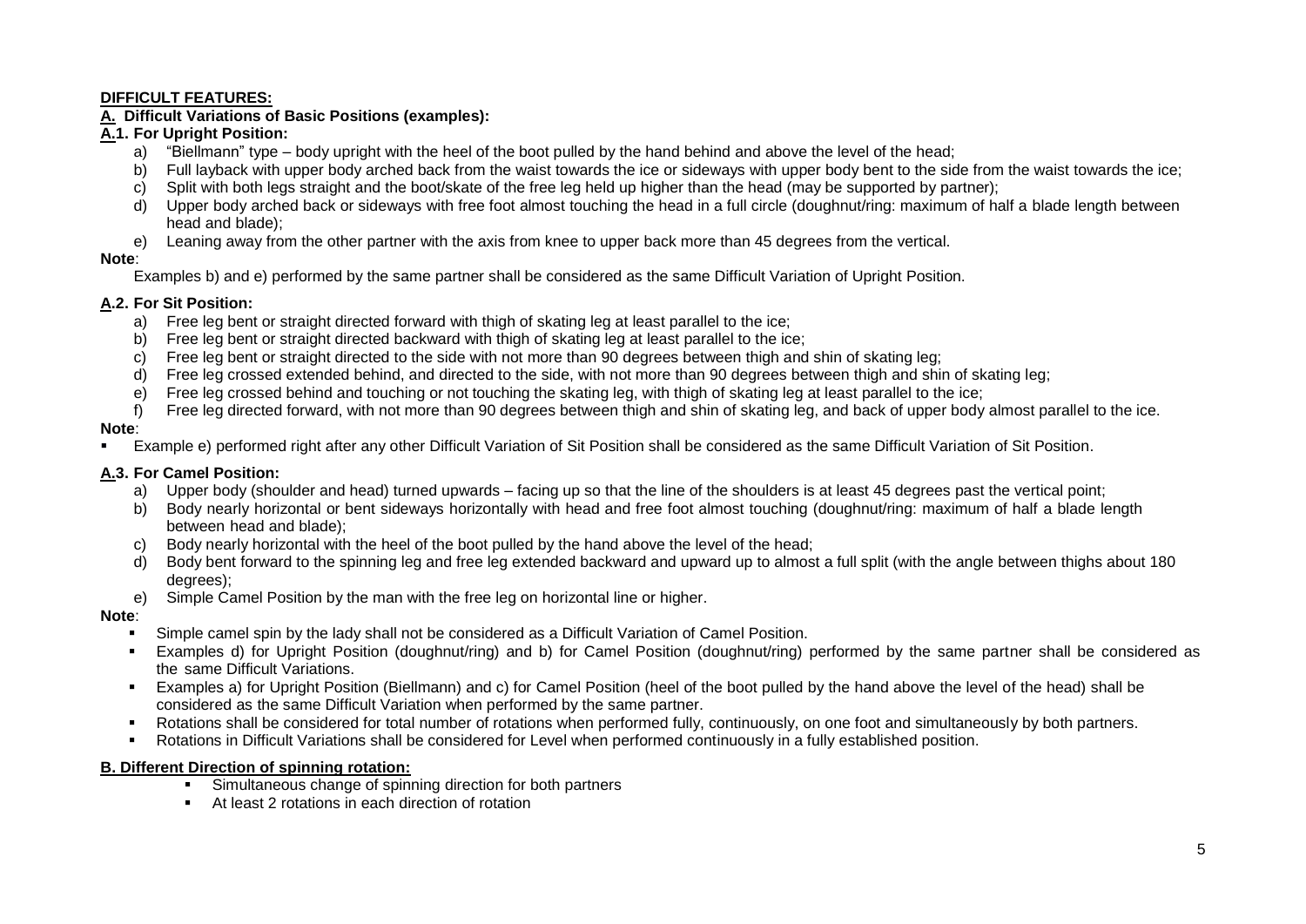## DIFFICULT FEATURES:

### A. Difficult Variations of Basic Positions (examples):

#### A.1. For Upright Position:

a) "Biellmann" type – body upright with the heel of the boot pulled by the hand behind and above the level of the head;
b) Full layback with upper body arched back from the waist towards the ice or sideways with upper body bent to the side from the waist towards the ice;
c) Split with both legs straight and the boot/skate of the free leg held up higher than the head (may be supported by partner);
d) Upper body arched back or sideways with free foot almost touching the head in a full circle (doughnut/ring: maximum of half a blade length between head and blade);
e) Leaning away from the other partner with the axis from knee to upper back more than 45 degrees from the vertical.

**Note**:

Examples b) and e) performed by the same partner shall be considered as the same Difficult Variation of Upright Position.

#### A.2. For Sit Position:

a) Free leg bent or straight directed forward with thigh of skating leg at least parallel to the ice;
b) Free leg bent or straight directed backward with thigh of skating leg at least parallel to the ice;
c) Free leg bent or straight directed to the side with not more than 90 degrees between thigh and shin of skating leg;
d) Free leg crossed extended behind, and directed to the side, with not more than 90 degrees between thigh and shin of skating leg;
e) Free leg crossed behind and touching or not touching the skating leg, with thigh of skating leg at least parallel to the ice;
f) Free leg directed forward, with not more than 90 degrees between thigh and shin of skating leg, and back of upper body almost parallel to the ice.

**Note**:

- Example e) performed right after any other Difficult Variation of Sit Position shall be considered as the same Difficult Variation of Sit Position.

#### A.3. For Camel Position:

a) Upper body (shoulder and head) turned upwards – facing up so that the line of the shoulders is at least 45 degrees past the vertical point;
b) Body nearly horizontal or bent sideways horizontally with head and free foot almost touching (doughnut/ring: maximum of half a blade length between head and blade);
c) Body nearly horizontal with the heel of the boot pulled by the hand above the level of the head;
d) Body bent forward to the spinning leg and free leg extended backward and upward up to almost a full split (with the angle between thighs about 180 degrees);
e) Simple Camel Position by the man with the free leg on horizontal line or higher.

**Note**:

- Simple camel spin by the lady shall not be considered as a Difficult Variation of Camel Position.
- Examples d) for Upright Position (doughnut/ring) and b) for Camel Position (doughnut/ring) performed by the same partner shall be considered as the same Difficult Variations.
- Examples a) for Upright Position (Biellmann) and c) for Camel Position (heel of the boot pulled by the hand above the level of the head) shall be considered as the same Difficult Variation when performed by the same partner.
- Rotations shall be considered for total number of rotations when performed fully, continuously, on one foot and simultaneously by both partners.
- Rotations in Difficult Variations shall be considered for Level when performed continuously in a fully established position.

### B. Different Direction of spinning rotation:

- Simultaneous change of spinning direction for both partners
- At least 2 rotations in each direction of rotation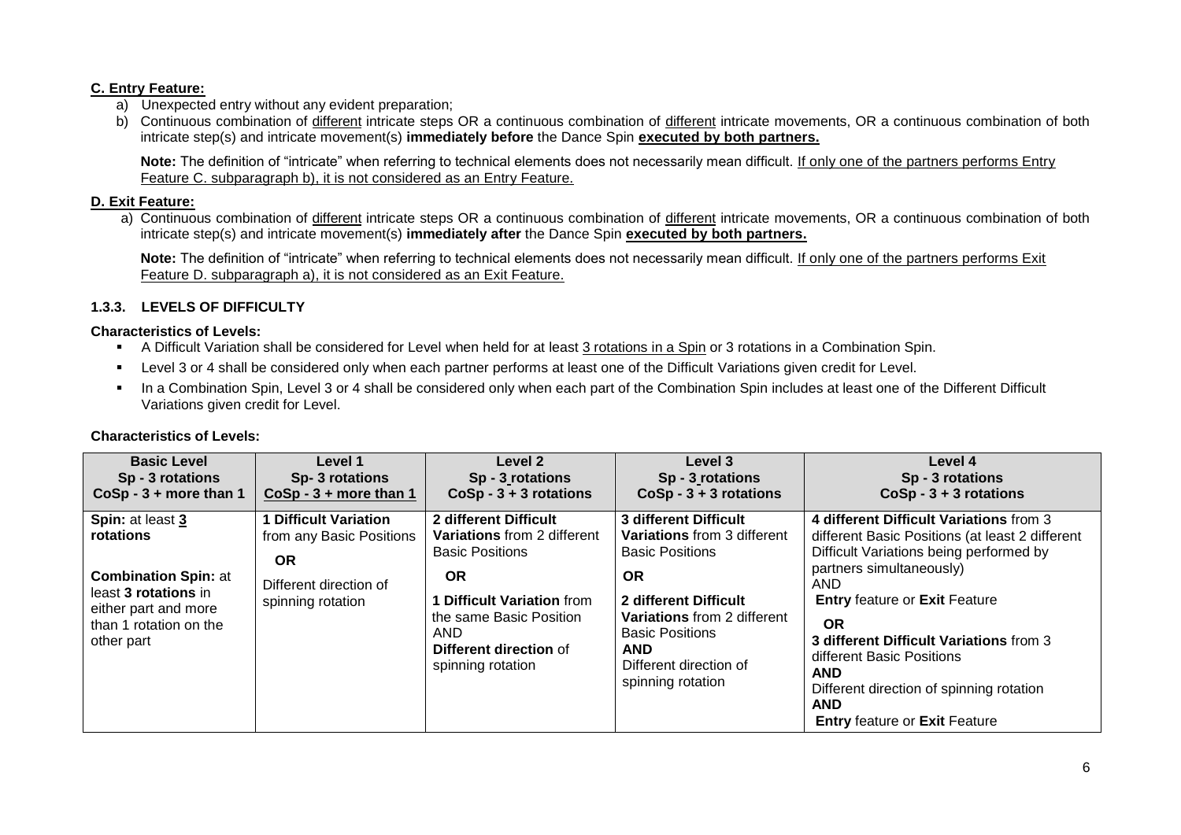**C. Entry Feature:**

a) Unexpected entry without any evident preparation;

b) Continuous combination of different intricate steps OR a continuous combination of different intricate movements, OR a continuous combination of both intricate step(s) and intricate movement(s) **immediately before** the Dance Spin **executed by both partners.**

**Note:** The definition of "intricate" when referring to technical elements does not necessarily mean difficult. If only one of the partners performs Entry Feature C. subparagraph b), it is not considered as an Entry Feature.

**D. Exit Feature:**

a) Continuous combination of different intricate steps OR a continuous combination of different intricate movements, OR a continuous combination of both intricate step(s) and intricate movement(s) **immediately after** the Dance Spin **executed by both partners.**

**Note:** The definition of "intricate" when referring to technical elements does not necessarily mean difficult. If only one of the partners performs Exit Feature D. subparagraph a), it is not considered as an Exit Feature.

### 1.3.3. LEVELS OF DIFFICULTY

**Characteristics of Levels:**

- A Difficult Variation shall be considered for Level when held for at least 3 rotations in a Spin or 3 rotations in a Combination Spin.
- Level 3 or 4 shall be considered only when each partner performs at least one of the Difficult Variations given credit for Level.
- In a Combination Spin, Level 3 or 4 shall be considered only when each part of the Combination Spin includes at least one of the Different Difficult Variations given credit for Level.

**Characteristics of Levels:**

| Basic Level<br>Sp - 3 rotations<br>CoSp - 3 + more than 1 | Level 1<br>Sp- 3 rotations<br>CoSp - 3 + more than 1 | Level 2<br>Sp - 3 rotations<br>CoSp - 3 + 3 rotations | Level 3<br>Sp - 3 rotations<br>CoSp - 3 + 3 rotations | Level 4<br>Sp - 3 rotations<br>CoSp - 3 + 3 rotations |
|---|---|---|---|---|
| **Spin:** at least **3 rotations**<br><br>**Combination Spin:** at least **3 rotations** in either part and more than 1 rotation on the other part | **1 Difficult Variation** from any Basic Positions<br>**OR**<br>Different direction of spinning rotation | **2 different Difficult Variations** from 2 different Basic Positions<br>**OR**<br>**1 Difficult Variation** from the same Basic Position<br>AND<br>**Different direction** of spinning rotation | **3 different Difficult Variations** from 3 different Basic Positions<br>**OR**<br>**2 different Difficult Variations** from 2 different Basic Positions<br>**AND**<br>Different direction of spinning rotation | **4 different Difficult Variations** from 3 different Basic Positions (at least 2 different Difficult Variations being performed by partners simultaneously)<br>AND<br>**Entry** feature or **Exit** Feature<br>**OR**<br>**3 different Difficult Variations** from 3 different Basic Positions<br>**AND**<br>Different direction of spinning rotation<br>**AND**<br>**Entry** feature or **Exit** Feature |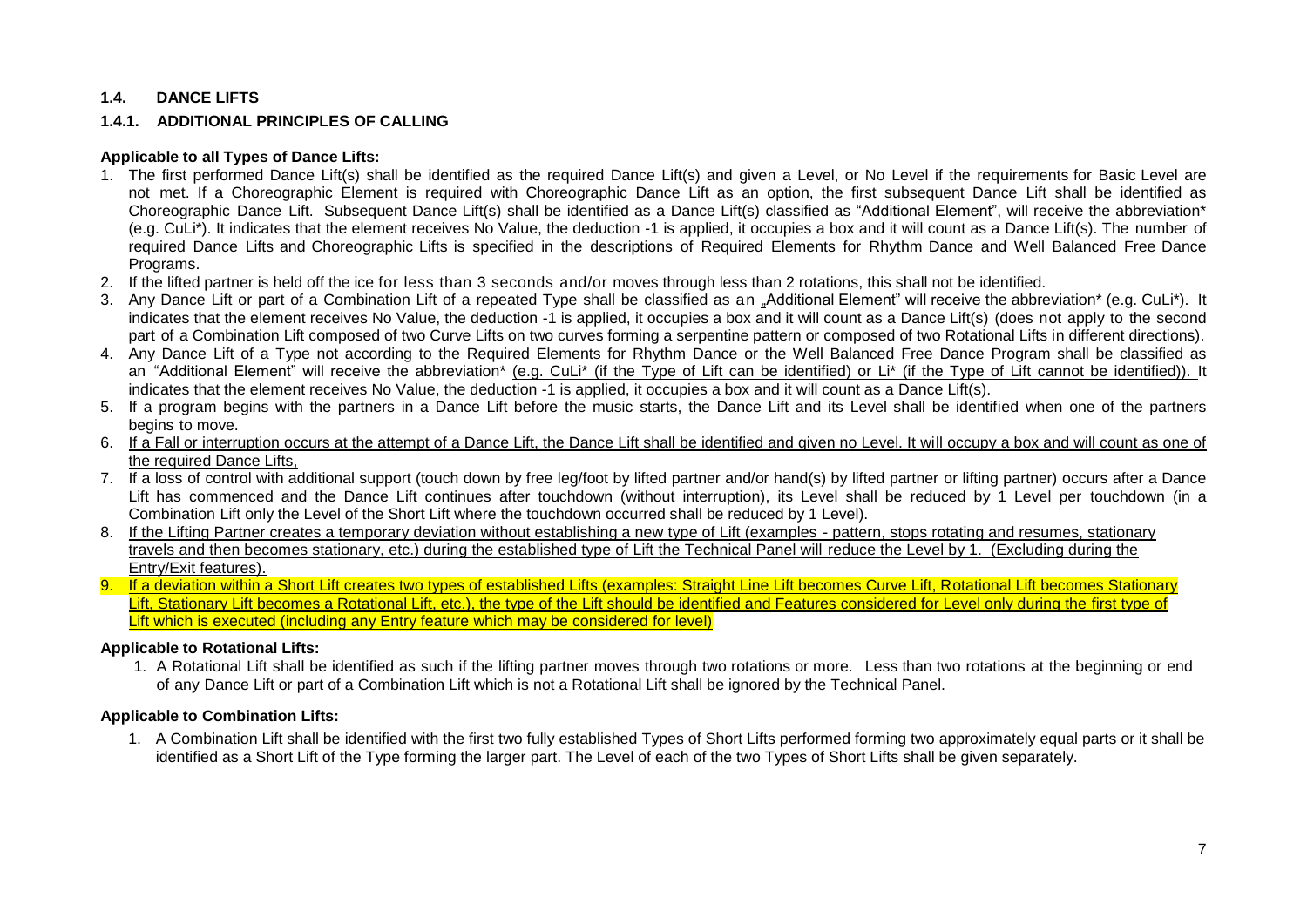## 1.4. DANCE LIFTS

### 1.4.1. ADDITIONAL PRINCIPLES OF CALLING

**Applicable to all Types of Dance Lifts:**

1. The first performed Dance Lift(s) shall be identified as the required Dance Lift(s) and given a Level, or No Level if the requirements for Basic Level are not met. If a Choreographic Element is required with Choreographic Dance Lift as an option, the first subsequent Dance Lift shall be identified as Choreographic Dance Lift. Subsequent Dance Lift(s) shall be identified as a Dance Lift(s) classified as "Additional Element", will receive the abbreviation* (e.g. CuLi*). It indicates that the element receives No Value, the deduction -1 is applied, it occupies a box and it will count as a Dance Lift(s). The number of required Dance Lifts and Choreographic Lifts is specified in the descriptions of Required Elements for Rhythm Dance and Well Balanced Free Dance Programs.
2. If the lifted partner is held off the ice for less than 3 seconds and/or moves through less than 2 rotations, this shall not be identified.
3. Any Dance Lift or part of a Combination Lift of a repeated Type shall be classified as an „Additional Element" will receive the abbreviation* (e.g. CuLi*). It indicates that the element receives No Value, the deduction -1 is applied, it occupies a box and it will count as a Dance Lift(s) (does not apply to the second part of a Combination Lift composed of two Curve Lifts on two curves forming a serpentine pattern or composed of two Rotational Lifts in different directions).
4. Any Dance Lift of a Type not according to the Required Elements for Rhythm Dance or the Well Balanced Free Dance Program shall be classified as an "Additional Element" will receive the abbreviation* <u>(e.g. CuLi* (if the Type of Lift can be identified) or Li* (if the Type of Lift cannot be identified)).</u> It indicates that the element receives No Value, the deduction -1 is applied, it occupies a box and it will count as a Dance Lift(s).
5. If a program begins with the partners in a Dance Lift before the music starts, the Dance Lift and its Level shall be identified when one of the partners begins to move.
6. <u>If a Fall or interruption occurs at the attempt of a Dance Lift, the Dance Lift shall be identified and given no Level. It will occupy a box and will count as one of the required Dance Lifts,</u>
7. If a loss of control with additional support (touch down by free leg/foot by lifted partner and/or hand(s) by lifted partner or lifting partner) occurs after a Dance Lift has commenced and the Dance Lift continues after touchdown (without interruption), its Level shall be reduced by 1 Level per touchdown (in a Combination Lift only the Level of the Short Lift where the touchdown occurred shall be reduced by 1 Level).
8. <u>If the Lifting Partner creates a temporary deviation without establishing a new type of Lift (examples - pattern, stops rotating and resumes, stationary travels and then becomes stationary, etc.) during the established type of Lift the Technical Panel will reduce the Level by 1. (Excluding during the Entry/Exit features).</u>
9. <u>If a deviation within a Short Lift creates two types of established Lifts (examples: Straight Line Lift becomes Curve Lift, Rotational Lift becomes Stationary Lift, Stationary Lift becomes a Rotational Lift, etc.), the type of the Lift should be identified and Features considered for Level only during the first type of Lift which is executed (including any Entry feature which may be considered for level)</u>

**Applicable to Rotational Lifts:**

1. A Rotational Lift shall be identified as such if the lifting partner moves through two rotations or more. Less than two rotations at the beginning or end of any Dance Lift or part of a Combination Lift which is not a Rotational Lift shall be ignored by the Technical Panel.

**Applicable to Combination Lifts:**

1. A Combination Lift shall be identified with the first two fully established Types of Short Lifts performed forming two approximately equal parts or it shall be identified as a Short Lift of the Type forming the larger part. The Level of each of the two Types of Short Lifts shall be given separately.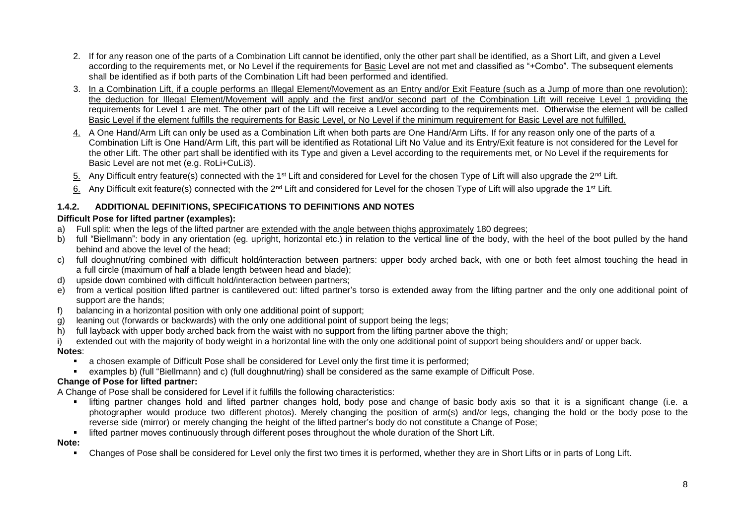2. If for any reason one of the parts of a Combination Lift cannot be identified, only the other part shall be identified, as a Short Lift, and given a Level according to the requirements met, or No Level if the requirements for <u>Basic</u> Level are not met and classified as "+Combo". The subsequent elements shall be identified as if both parts of the Combination Lift had been performed and identified.
3. <u>In a Combination Lift, if a couple performs an Illegal Element/Movement as an Entry and/or Exit Feature (such as a Jump of more than one revolution): the deduction for Illegal Element/Movement will apply and the first and/or second part of the Combination Lift will receive Level 1 providing the requirements for Level 1 are met. The other part of the Lift will receive a Level according to the requirements met. Otherwise the element will be called Basic Level if the element fulfills the requirements for Basic Level, or No Level if the minimum requirement for Basic Level are not fulfilled.</u>
4. A One Hand/Arm Lift can only be used as a Combination Lift when both parts are One Hand/Arm Lifts. If for any reason only one of the parts of a Combination Lift is One Hand/Arm Lift, this part will be identified as Rotational Lift No Value and its Entry/Exit feature is not considered for the Level for the other Lift. The other part shall be identified with its Type and given a Level according to the requirements met, or No Level if the requirements for Basic Level are not met (e.g. RoLi+CuLi3).
5. Any Difficult entry feature(s) connected with the 1st Lift and considered for Level for the chosen Type of Lift will also upgrade the 2nd Lift.
6. Any Difficult exit feature(s) connected with the 2nd Lift and considered for Level for the chosen Type of Lift will also upgrade the 1st Lift.

### 1.4.2. ADDITIONAL DEFINITIONS, SPECIFICATIONS TO DEFINITIONS AND NOTES

**Difficult Pose for lifted partner (examples):**

a) Full split: when the legs of the lifted partner are <u>extended with the angle between thighs</u> <u>approximately</u> 180 degrees;
b) full "Biellmann": body in any orientation (eg. upright, horizontal etc.) in relation to the vertical line of the body, with the heel of the boot pulled by the hand behind and above the level of the head;
c) full doughnut/ring combined with difficult hold/interaction between partners: upper body arched back, with one or both feet almost touching the head in a full circle (maximum of half a blade length between head and blade);
d) upside down combined with difficult hold/interaction between partners;
e) from a vertical position lifted partner is cantilevered out: lifted partner's torso is extended away from the lifting partner and the only one additional point of support are the hands;
f) balancing in a horizontal position with only one additional point of support;
g) leaning out (forwards or backwards) with the only one additional point of support being the legs;
h) full layback with upper body arched back from the waist with no support from the lifting partner above the thigh;
i) extended out with the majority of body weight in a horizontal line with the only one additional point of support being shoulders and/ or upper back.

**Notes**:

- a chosen example of Difficult Pose shall be considered for Level only the first time it is performed;
- examples b) (full "Biellmann) and c) (full doughnut/ring) shall be considered as the same example of Difficult Pose.

**Change of Pose for lifted partner:**

A Change of Pose shall be considered for Level if it fulfills the following characteristics:

- lifting partner changes hold and lifted partner changes hold, body pose and change of basic body axis so that it is a significant change (i.e. a photographer would produce two different photos). Merely changing the position of arm(s) and/or legs, changing the hold or the body pose to the reverse side (mirror) or merely changing the height of the lifted partner's body do not constitute a Change of Pose;
- lifted partner moves continuously through different poses throughout the whole duration of the Short Lift.

**Note:**

- Changes of Pose shall be considered for Level only the first two times it is performed, whether they are in Short Lifts or in parts of Long Lift.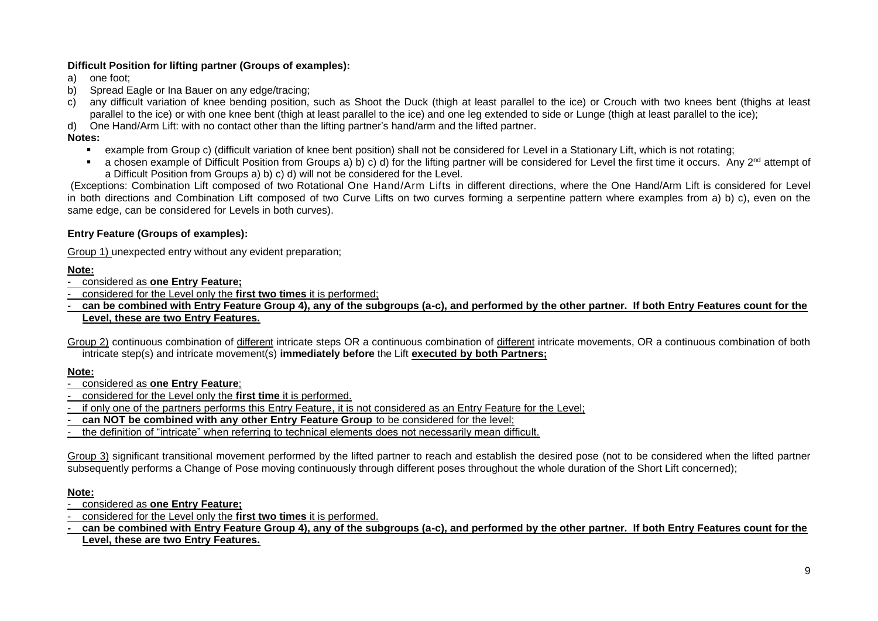**Difficult Position for lifting partner (Groups of examples):**

a) one foot;
b) Spread Eagle or Ina Bauer on any edge/tracing;
c) any difficult variation of knee bending position, such as Shoot the Duck (thigh at least parallel to the ice) or Crouch with two knees bent (thighs at least parallel to the ice) or with one knee bent (thigh at least parallel to the ice) and one leg extended to side or Lunge (thigh at least parallel to the ice);
d) One Hand/Arm Lift: with no contact other than the lifting partner's hand/arm and the lifted partner.

**Notes:**

- example from Group c) (difficult variation of knee bent position) shall not be considered for Level in a Stationary Lift, which is not rotating;
- a chosen example of Difficult Position from Groups a) b) c) d) for the lifting partner will be considered for Level the first time it occurs. Any 2nd attempt of a Difficult Position from Groups a) b) c) d) will not be considered for the Level.

(Exceptions: Combination Lift composed of two Rotational One Hand/Arm Lifts in different directions, where the One Hand/Arm Lift is considered for Level in both directions and Combination Lift composed of two Curve Lifts on two curves forming a serpentine pattern where examples from a) b) c), even on the same edge, can be considered for Levels in both curves).

**Entry Feature (Groups of examples):**

Group 1) unexpected entry without any evident preparation;

**Note:**

- considered as **one Entry Feature;**
- considered for the Level only the **first two times** it is performed;
- **can be combined with Entry Feature Group 4), any of the subgroups (a-c), and performed by the other partner. If both Entry Features count for the Level, these are two Entry Features.**

Group 2) continuous combination of different intricate steps OR a continuous combination of different intricate movements, OR a continuous combination of both intricate step(s) and intricate movement(s) **immediately before** the Lift **executed by both Partners;**

**Note:**

- considered as **one Entry Feature**;
- considered for the Level only the **first time** it is performed.
- if only one of the partners performs this Entry Feature, it is not considered as an Entry Feature for the Level;
- **can NOT be combined with any other Entry Feature Group** to be considered for the level;
- the definition of "intricate" when referring to technical elements does not necessarily mean difficult.

Group 3) significant transitional movement performed by the lifted partner to reach and establish the desired pose (not to be considered when the lifted partner subsequently performs a Change of Pose moving continuously through different poses throughout the whole duration of the Short Lift concerned);

**Note:**

- considered as **one Entry Feature;**
- considered for the Level only the **first two times** it is performed.
- **can be combined with Entry Feature Group 4), any of the subgroups (a-c), and performed by the other partner. If both Entry Features count for the Level, these are two Entry Features.**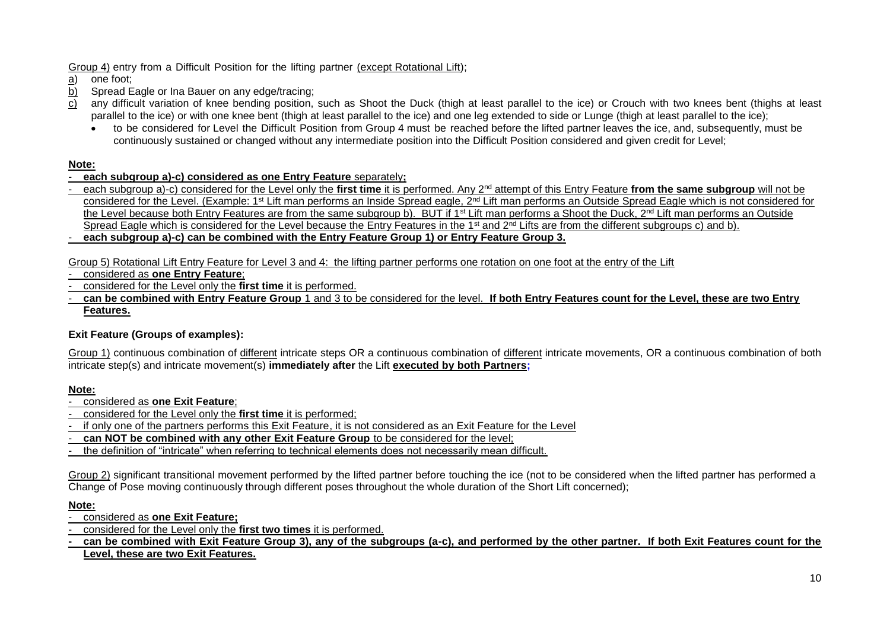Group 4) entry from a Difficult Position for the lifting partner (except Rotational Lift);

a) one foot;

b) Spread Eagle or Ina Bauer on any edge/tracing;

c) any difficult variation of knee bending position, such as Shoot the Duck (thigh at least parallel to the ice) or Crouch with two knees bent (thighs at least parallel to the ice) or with one knee bent (thigh at least parallel to the ice) and one leg extended to side or Lunge (thigh at least parallel to the ice);

- to be considered for Level the Difficult Position from Group 4 must be reached before the lifted partner leaves the ice, and, subsequently, must be continuously sustained or changed without any intermediate position into the Difficult Position considered and given credit for Level;

**Note:**

- **each subgroup a)-c) considered as one Entry Feature** separately**;**
- each subgroup a)-c) considered for the Level only the **first time** it is performed. Any 2nd attempt of this Entry Feature **from the same subgroup** will not be considered for the Level. (Example: 1st Lift man performs an Inside Spread eagle, 2nd Lift man performs an Outside Spread Eagle which is not considered for the Level because both Entry Features are from the same subgroup b). BUT if 1st Lift man performs a Shoot the Duck, 2nd Lift man performs an Outside Spread Eagle which is considered for the Level because the Entry Features in the 1st and 2nd Lifts are from the different subgroups c) and b).
- **each subgroup a)-c) can be combined with the Entry Feature Group 1) or Entry Feature Group 3.**

Group 5) Rotational Lift Entry Feature for Level 3 and 4: the lifting partner performs one rotation on one foot at the entry of the Lift

- considered as **one Entry Feature**;
- considered for the Level only the **first time** it is performed.
- **can be combined with Entry Feature Group** 1 and 3 to be considered for the level. **If both Entry Features count for the Level, these are two Entry Features.**

**Exit Feature (Groups of examples):**

Group 1) continuous combination of different intricate steps OR a continuous combination of different intricate movements, OR a continuous combination of both intricate step(s) and intricate movement(s) **immediately after** the Lift **executed by both Partners;**

**Note:**

- considered as **one Exit Feature**;
- considered for the Level only the **first time** it is performed;
- if only one of the partners performs this Exit Feature, it is not considered as an Exit Feature for the Level
- **can NOT be combined with any other Exit Feature Group** to be considered for the level;
- the definition of "intricate" when referring to technical elements does not necessarily mean difficult.

Group 2) significant transitional movement performed by the lifted partner before touching the ice (not to be considered when the lifted partner has performed a Change of Pose moving continuously through different poses throughout the whole duration of the Short Lift concerned);

**Note:**

- considered as **one Exit Feature;**
- considered for the Level only the **first two times** it is performed.
- **can be combined with Exit Feature Group 3), any of the subgroups (a-c), and performed by the other partner. If both Exit Features count for the Level, these are two Exit Features.**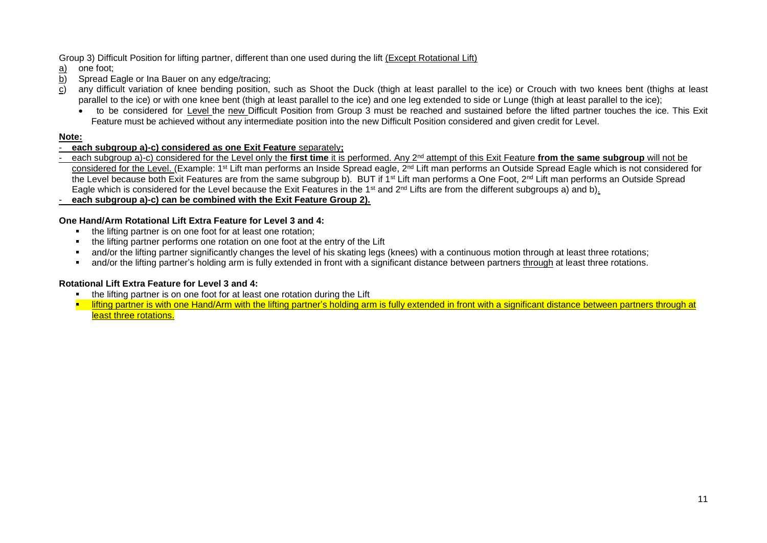Group 3) Difficult Position for lifting partner, different than one used during the lift <u>(Except Rotational Lift)</u>

<u>a)</u> one foot;

<u>b)</u> Spread Eagle or Ina Bauer on any edge/tracing;

<u>c)</u> any difficult variation of knee bending position, such as Shoot the Duck (thigh at least parallel to the ice) or Crouch with two knees bent (thighs at least parallel to the ice) or with one knee bent (thigh at least parallel to the ice) and one leg extended to side or Lunge (thigh at least parallel to the ice);

- to be considered for <u>Level</u> the <u>new</u> Difficult Position from Group 3 must be reached and sustained before the lifted partner touches the ice. This Exit Feature must be achieved without any intermediate position into the new Difficult Position considered and given credit for Level.

**<u>Note:</u>**

- **<u>each subgroup a)-c) considered as one Exit Feature</u>** <u>separately</u>**;**
- <u>each subgroup a)-c) considered for the Level only the **first time** it is performed. Any 2nd attempt of this Exit Feature **from the same subgroup** will not be considered for the Level.</u> (Example: 1st Lift man performs an Inside Spread eagle, 2nd Lift man performs an Outside Spread Eagle which is not considered for the Level because both Exit Features are from the same subgroup b). BUT if 1st Lift man performs a One Foot, 2nd Lift man performs an Outside Spread Eagle which is considered for the Level because the Exit Features in the 1st and 2nd Lifts are from the different subgroups a) and b)<u>.</u>
- **<u>each subgroup a)-c) can be combined with the Exit Feature Group 2).</u>**

**One Hand/Arm Rotational Lift Extra Feature for Level 3 and 4:**

- the lifting partner is on one foot for at least one rotation;
- the lifting partner performs one rotation on one foot at the entry of the Lift
- and/or the lifting partner significantly changes the level of his skating legs (knees) with a continuous motion through at least three rotations;
- and/or the lifting partner's holding arm is fully extended in front with a significant distance between partners <u>through</u> at least three rotations.

**Rotational Lift Extra Feature for Level 3 and 4:**

- the lifting partner is on one foot for at least one rotation during the Lift
- <u>lifting partner is with one Hand/Arm with the lifting partner's holding arm is fully extended in front with a significant distance between partners through at least three rotations.</u>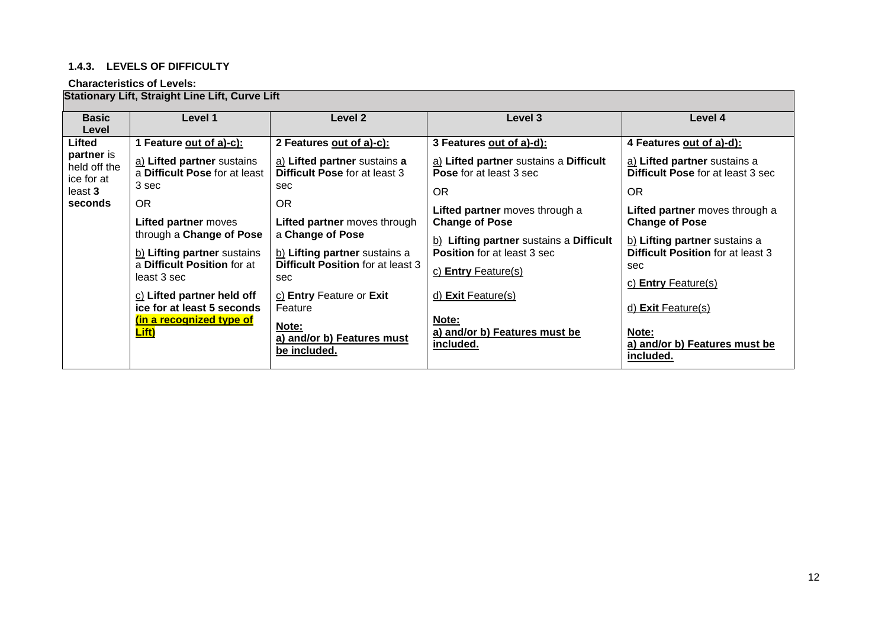### 1.4.3. LEVELS OF DIFFICULTY

**Characteristics of Levels:**

| **Stationary Lift, Straight Line Lift, Curve Lift** | | | | |
|---|---|---|---|---|
| **Basic Level** | **Level 1** | **Level 2** | **Level 3** | **Level 4** |
| **Lifted partner** is held off the ice for at least **3 seconds** | **1 Feature out of a)-c):**<br><br>a) **Lifted partner** sustains a **Difficult Pose** for at least 3 sec<br><br>OR<br><br>**Lifted partner** moves through a **Change of Pose**<br><br>b) **Lifting partner** sustains a **Difficult Position** for at least 3 sec<br><br>c) **Lifted partner held off ice for at least 5 seconds (in a recognized type of Lift)** | **2 Features out of a)-c):**<br><br>a) **Lifted partner** sustains **a Difficult Pose** for at least 3 sec<br><br>OR<br><br>**Lifted partner** moves through a **Change of Pose**<br><br>b) **Lifting partner** sustains a **Difficult Position** for at least 3 sec<br><br>c) **Entry** Feature or **Exit** Feature<br><br>**Note:**<br>**a) and/or b) Features must be included.** | **3 Features out of a)-d):**<br><br>a) **Lifted partner** sustains a **Difficult Pose** for at least 3 sec<br><br>OR<br><br>**Lifted partner** moves through a **Change of Pose**<br><br>b) **Lifting partner** sustains a **Difficult Position** for at least 3 sec<br><br>c) **Entry** Feature(s)<br><br>d) **Exit** Feature(s)<br><br>**Note:**<br>**a) and/or b) Features must be included.** | **4 Features out of a)-d):**<br><br>a) **Lifted partner** sustains a **Difficult Pose** for at least 3 sec<br><br>OR<br><br>**Lifted partner** moves through a **Change of Pose**<br><br>b) **Lifting partner** sustains a **Difficult Position** for at least 3 sec<br><br>c) **Entry** Feature(s)<br><br>d) **Exit** Feature(s)<br><br>**Note:**<br>**a) and/or b) Features must be included.** |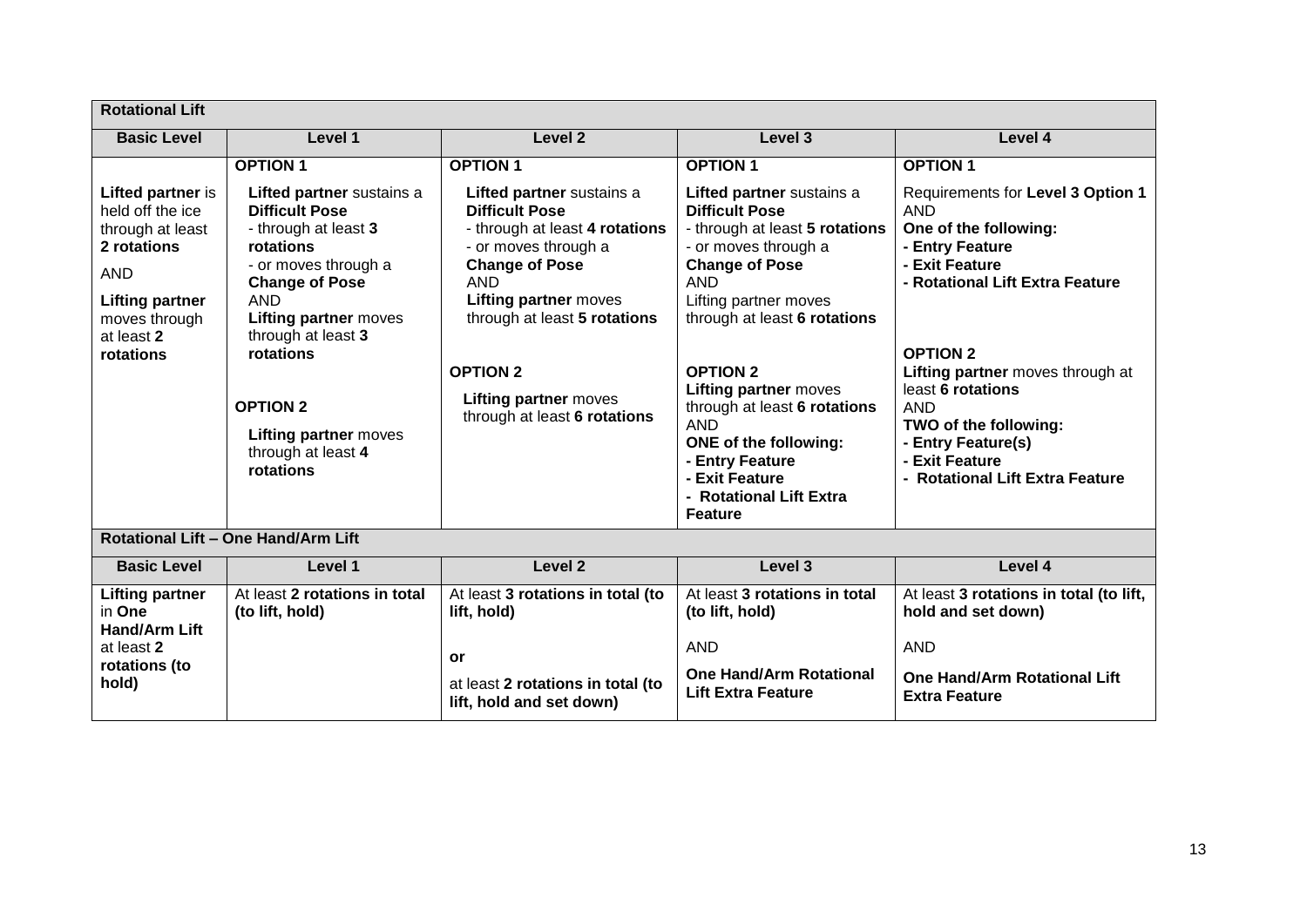| Rotational Lift | | | | |
|---|---|---|---|---|
| **Basic Level** | **Level 1** | **Level 2** | **Level 3** | **Level 4** |
| **Lifted partner** is held off the ice through at least **2 rotations**<br><br>AND<br><br>**Lifting partner** moves through at least **2 rotations** | **OPTION 1**<br><br>**Lifted partner** sustains a **Difficult Pose**<br>- through at least **3 rotations**<br>- or moves through a **Change of Pose**<br>AND<br>**Lifting partner** moves through at least **3 rotations**<br><br>**OPTION 2**<br><br>**Lifting partner** moves through at least **4 rotations** | **OPTION 1**<br><br>**Lifted partner** sustains a **Difficult Pose**<br>- through at least **4 rotations**<br>- or moves through a **Change of Pose**<br>AND<br>**Lifting partner** moves through at least **5 rotations**<br><br>**OPTION 2**<br><br>**Lifting partner** moves through at least **6 rotations** | **OPTION 1**<br><br>**Lifted partner** sustains a **Difficult Pose**<br>- through at least **5 rotations**<br>- or moves through a **Change of Pose**<br>AND<br>Lifting partner moves through at least **6 rotations**<br><br>**OPTION 2**<br>**Lifting partner** moves through at least **6 rotations**<br>AND<br>**ONE of the following:**<br>**- Entry Feature**<br>**- Exit Feature**<br>**- Rotational Lift Extra Feature** | **OPTION 1**<br>Requirements for **Level 3 Option 1**<br>AND<br>**One of the following:**<br>**- Entry Feature**<br>**- Exit Feature**<br>**- Rotational Lift Extra Feature**<br><br>**OPTION 2**<br>**Lifting partner** moves through at least **6 rotations**<br>AND<br>**TWO of the following:**<br>**- Entry Feature(s)**<br>**- Exit Feature**<br>**- Rotational Lift Extra Feature** |

| Rotational Lift – One Hand/Arm Lift | | | | |
|---|---|---|---|---|
| **Basic Level** | **Level 1** | **Level 2** | **Level 3** | **Level 4** |
| **Lifting partner** in **One Hand/Arm Lift** at least **2 rotations (to hold)** | At least **2 rotations in total (to lift, hold)** | At least **3 rotations in total (to lift, hold)**<br><br>**or**<br><br>at least **2 rotations in total (to lift, hold and set down)** | At least **3 rotations in total (to lift, hold)**<br><br>AND<br><br>**One Hand/Arm Rotational Lift Extra Feature** | At least **3 rotations in total (to lift, hold and set down)**<br><br>AND<br><br>**One Hand/Arm Rotational Lift Extra Feature** |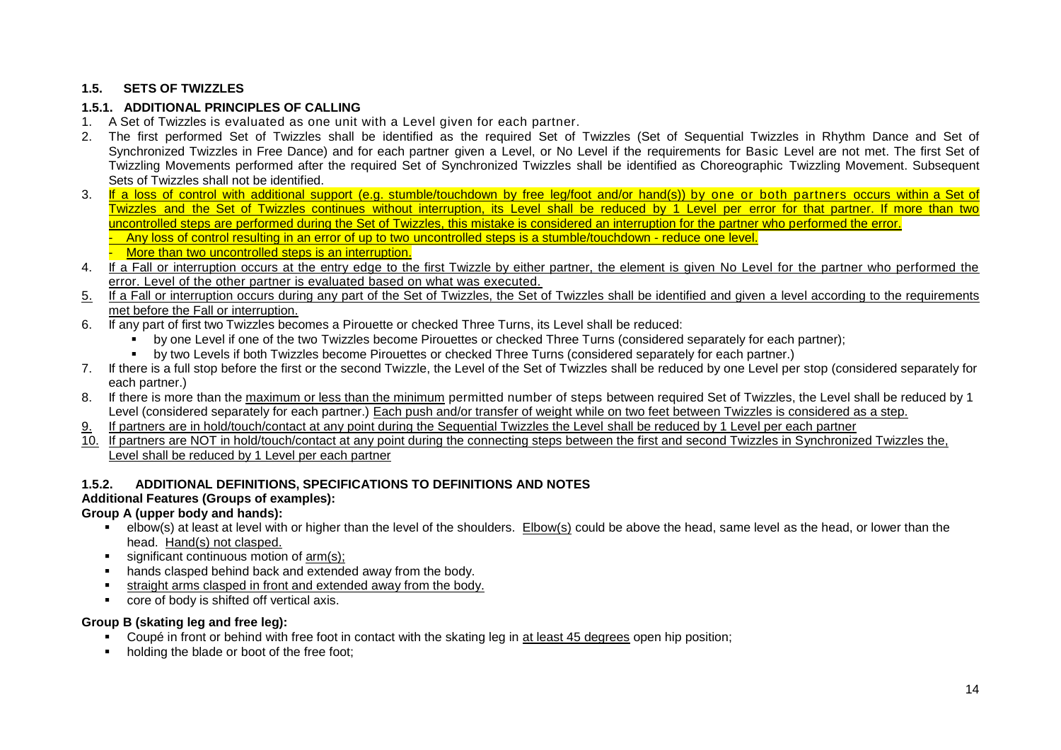### 1.5. SETS OF TWIZZLES

#### 1.5.1. ADDITIONAL PRINCIPLES OF CALLING

1. A Set of Twizzles is evaluated as one unit with a Level given for each partner.
2. The first performed Set of Twizzles shall be identified as the required Set of Twizzles (Set of Sequential Twizzles in Rhythm Dance and Set of Synchronized Twizzles in Free Dance) and for each partner given a Level, or No Level if the requirements for Basic Level are not met. The first Set of Twizzling Movements performed after the required Set of Synchronized Twizzles shall be identified as Choreographic Twizzling Movement. Subsequent Sets of Twizzles shall not be identified.
3. If a loss of control with additional support (e.g. stumble/touchdown by free leg/foot and/or hand(s)) by one or both partners occurs within a Set of Twizzles and the Set of Twizzles continues without interruption, its Level shall be reduced by 1 Level per error for that partner. If more than two uncontrolled steps are performed during the Set of Twizzles, this mistake is considered an interruption for the partner who performed the error.
   - Any loss of control resulting in an error of up to two uncontrolled steps is a stumble/touchdown - reduce one level.
   - More than two uncontrolled steps is an interruption.
4. If a Fall or interruption occurs at the entry edge to the first Twizzle by either partner, the element is given No Level for the partner who performed the error. Level of the other partner is evaluated based on what was executed.
5. If a Fall or interruption occurs during any part of the Set of Twizzles, the Set of Twizzles shall be identified and given a level according to the requirements met before the Fall or interruption.
6. If any part of first two Twizzles becomes a Pirouette or checked Three Turns, its Level shall be reduced:
   - by one Level if one of the two Twizzles become Pirouettes or checked Three Turns (considered separately for each partner);
   - by two Levels if both Twizzles become Pirouettes or checked Three Turns (considered separately for each partner.)
7. If there is a full stop before the first or the second Twizzle, the Level of the Set of Twizzles shall be reduced by one Level per stop (considered separately for each partner.)
8. If there is more than the maximum or less than the minimum permitted number of steps between required Set of Twizzles, the Level shall be reduced by 1 Level (considered separately for each partner.) Each push and/or transfer of weight while on two feet between Twizzles is considered as a step.
9. If partners are in hold/touch/contact at any point during the Sequential Twizzles the Level shall be reduced by 1 Level per each partner
10. If partners are NOT in hold/touch/contact at any point during the connecting steps between the first and second Twizzles in Synchronized Twizzles the, Level shall be reduced by 1 Level per each partner

#### 1.5.2. ADDITIONAL DEFINITIONS, SPECIFICATIONS TO DEFINITIONS AND NOTES

**Additional Features (Groups of examples):**

**Group A (upper body and hands):**

- elbow(s) at least at level with or higher than the level of the shoulders. Elbow(s) could be above the head, same level as the head, or lower than the head. Hand(s) not clasped.
- significant continuous motion of arm(s);
- hands clasped behind back and extended away from the body.
- straight arms clasped in front and extended away from the body.
- core of body is shifted off vertical axis.

**Group B (skating leg and free leg):**

- Coupé in front or behind with free foot in contact with the skating leg in at least 45 degrees open hip position;
- holding the blade or boot of the free foot;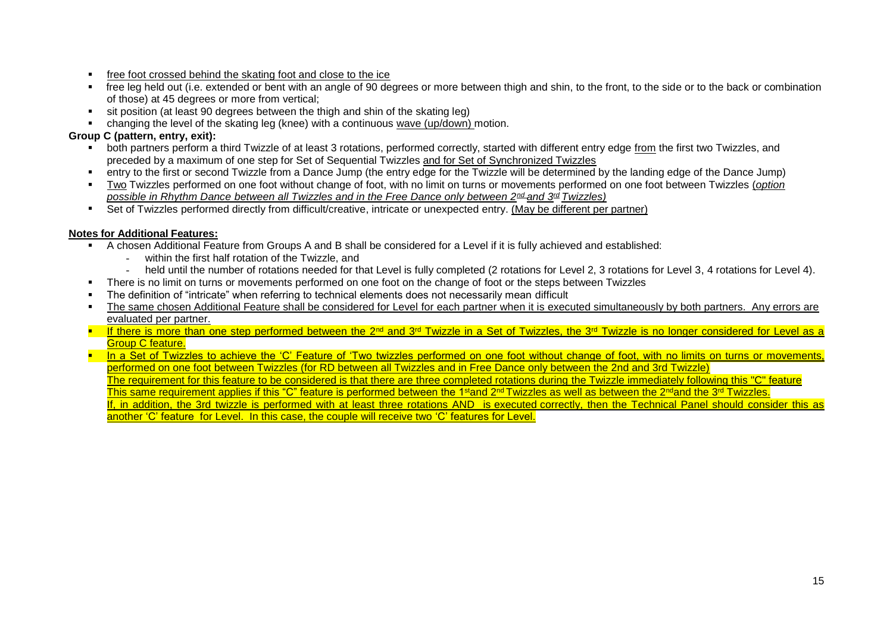- free foot crossed behind the skating foot and close to the ice
- free leg held out (i.e. extended or bent with an angle of 90 degrees or more between thigh and shin, to the front, to the side or to the back or combination of those) at 45 degrees or more from vertical;
- sit position (at least 90 degrees between the thigh and shin of the skating leg)
- changing the level of the skating leg (knee) with a continuous wave (up/down) motion.

**Group C (pattern, entry, exit):**

- both partners perform a third Twizzle of at least 3 rotations, performed correctly, started with different entry edge from the first two Twizzles, and preceded by a maximum of one step for Set of Sequential Twizzles and for Set of Synchronized Twizzles
- entry to the first or second Twizzle from a Dance Jump (the entry edge for the Twizzle will be determined by the landing edge of the Dance Jump)
- Two Twizzles performed on one foot without change of foot, with no limit on turns or movements performed on one foot between Twizzles (*option possible in Rhythm Dance between all Twizzles and in the Free Dance only between 2nd and 3rd Twizzles)*
- Set of Twizzles performed directly from difficult/creative, intricate or unexpected entry. (May be different per partner)

**Notes for Additional Features:**

- A chosen Additional Feature from Groups A and B shall be considered for a Level if it is fully achieved and established:
  - within the first half rotation of the Twizzle, and
  - held until the number of rotations needed for that Level is fully completed (2 rotations for Level 2, 3 rotations for Level 3, 4 rotations for Level 4).
- There is no limit on turns or movements performed on one foot on the change of foot or the steps between Twizzles
- The definition of "intricate" when referring to technical elements does not necessarily mean difficult
- The same chosen Additional Feature shall be considered for Level for each partner when it is executed simultaneously by both partners. Any errors are evaluated per partner.
- If there is more than one step performed between the 2nd and 3rd Twizzle in a Set of Twizzles, the 3rd Twizzle is no longer considered for Level as a Group C feature.
- In a Set of Twizzles to achieve the 'C' Feature of 'Two twizzles performed on one foot without change of foot, with no limits on turns or movements, performed on one foot between Twizzles (for RD between all Twizzles and in Free Dance only between the 2nd and 3rd Twizzle)
  The requirement for this feature to be considered is that there are three completed rotations during the Twizzle immediately following this "C" feature
  This same requirement applies if this "C" feature is performed between the 1st and 2nd Twizzles as well as between the 2nd and the 3rd Twizzles.
  If, in addition, the 3rd twizzle is performed with at least three rotations AND is executed correctly, then the Technical Panel should consider this as another 'C' feature for Level. In this case, the couple will receive two 'C' features for Level.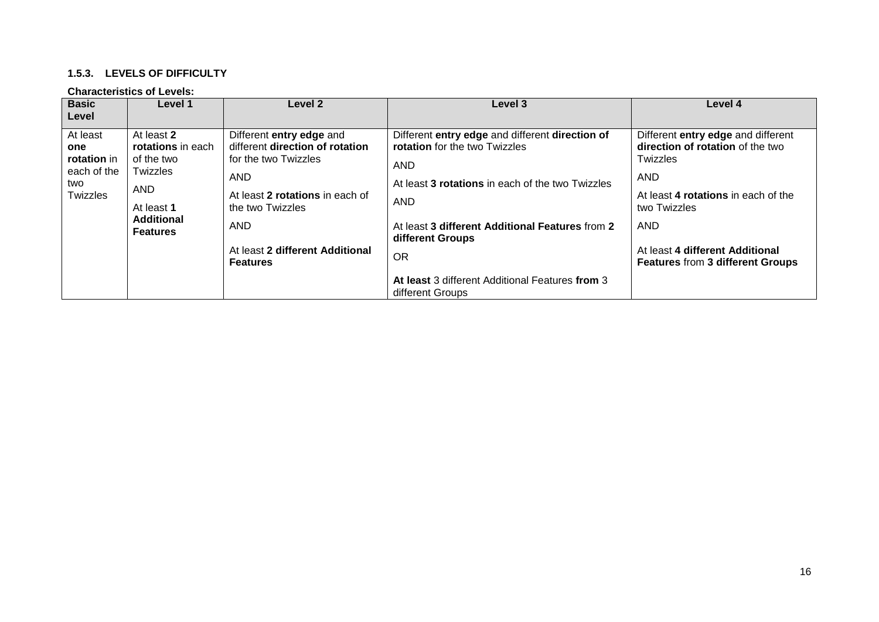#### 1.5.3. LEVELS OF DIFFICULTY

**Characteristics of Levels:**

| Basic Level | Level 1 | Level 2 | Level 3 | Level 4 |
|---|---|---|---|---|
| At least **one rotation** in each of the two Twizzles | At least **2 rotations** in each of the two Twizzles<br><br>AND<br><br>At least **1 Additional Features** | Different **entry edge** and different **direction of rotation** for the two Twizzles<br><br>AND<br><br>At least **2 rotations** in each of the two Twizzles<br><br>AND<br><br>At least **2 different Additional Features** | Different **entry edge** and different **direction of rotation** for the two Twizzles<br><br>AND<br><br>At least **3 rotations** in each of the two Twizzles<br><br>AND<br><br>At least **3 different Additional Features** from **2 different Groups**<br><br>OR<br><br>**At least** 3 different Additional Features **from** 3 different Groups | Different **entry edge** and different **direction of rotation** of the two Twizzles<br><br>AND<br><br>At least **4 rotations** in each of the two Twizzles<br><br>AND<br><br>At least **4 different Additional Features** from **3 different Groups** |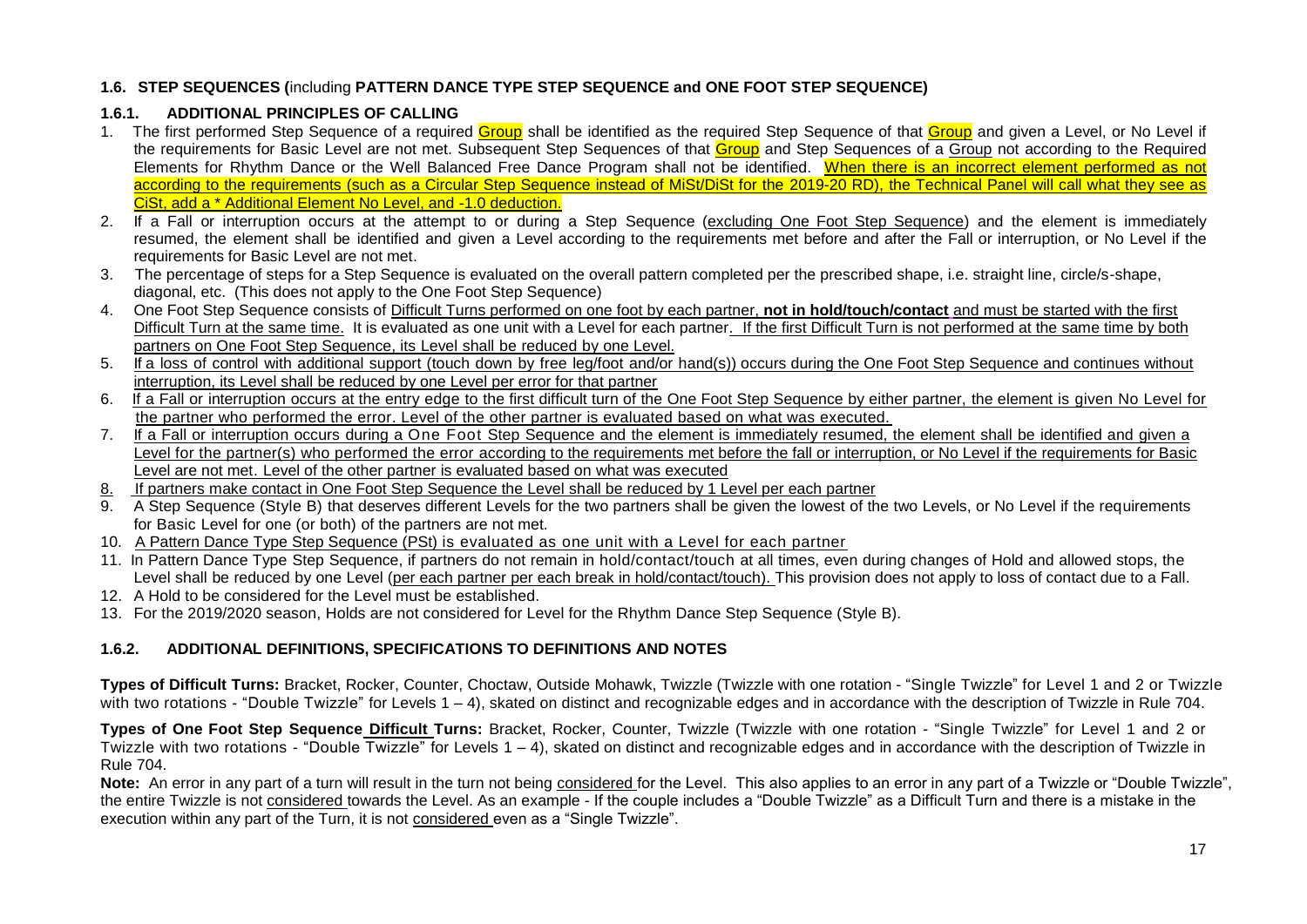### 1.6. STEP SEQUENCES (including PATTERN DANCE TYPE STEP SEQUENCE and ONE FOOT STEP SEQUENCE)

#### 1.6.1. ADDITIONAL PRINCIPLES OF CALLING

1. The first performed Step Sequence of a required Group shall be identified as the required Step Sequence of that Group and given a Level, or No Level if the requirements for Basic Level are not met. Subsequent Step Sequences of that Group and Step Sequences of a Group not according to the Required Elements for Rhythm Dance or the Well Balanced Free Dance Program shall not be identified. When there is an incorrect element performed as not according to the requirements (such as a Circular Step Sequence instead of MiSt/DiSt for the 2019-20 RD), the Technical Panel will call what they see as CiSt, add a * Additional Element No Level, and -1.0 deduction.
2. If a Fall or interruption occurs at the attempt to or during a Step Sequence (excluding One Foot Step Sequence) and the element is immediately resumed, the element shall be identified and given a Level according to the requirements met before and after the Fall or interruption, or No Level if the requirements for Basic Level are not met.
3. The percentage of steps for a Step Sequence is evaluated on the overall pattern completed per the prescribed shape, i.e. straight line, circle/s-shape, diagonal, etc. (This does not apply to the One Foot Step Sequence)
4. One Foot Step Sequence consists of Difficult Turns performed on one foot by each partner, **not in hold/touch/contact** and must be started with the first Difficult Turn at the same time. It is evaluated as one unit with a Level for each partner. If the first Difficult Turn is not performed at the same time by both partners on One Foot Step Sequence, its Level shall be reduced by one Level.
5. If a loss of control with additional support (touch down by free leg/foot and/or hand(s)) occurs during the One Foot Step Sequence and continues without interruption, its Level shall be reduced by one Level per error for that partner
6. If a Fall or interruption occurs at the entry edge to the first difficult turn of the One Foot Step Sequence by either partner, the element is given No Level for the partner who performed the error. Level of the other partner is evaluated based on what was executed.
7. If a Fall or interruption occurs during a One Foot Step Sequence and the element is immediately resumed, the element shall be identified and given a Level for the partner(s) who performed the error according to the requirements met before the fall or interruption, or No Level if the requirements for Basic Level are not met. Level of the other partner is evaluated based on what was executed
8. If partners make contact in One Foot Step Sequence the Level shall be reduced by 1 Level per each partner
9. A Step Sequence (Style B) that deserves different Levels for the two partners shall be given the lowest of the two Levels, or No Level if the requirements for Basic Level for one (or both) of the partners are not met.
10. A Pattern Dance Type Step Sequence (PSt) is evaluated as one unit with a Level for each partner
11. In Pattern Dance Type Step Sequence, if partners do not remain in hold/contact/touch at all times, even during changes of Hold and allowed stops, the Level shall be reduced by one Level (per each partner per each break in hold/contact/touch). This provision does not apply to loss of contact due to a Fall.
12. A Hold to be considered for the Level must be established.
13. For the 2019/2020 season, Holds are not considered for Level for the Rhythm Dance Step Sequence (Style B).

#### 1.6.2. ADDITIONAL DEFINITIONS, SPECIFICATIONS TO DEFINITIONS AND NOTES

**Types of Difficult Turns:** Bracket, Rocker, Counter, Choctaw, Outside Mohawk, Twizzle (Twizzle with one rotation - "Single Twizzle" for Level 1 and 2 or Twizzle with two rotations - "Double Twizzle" for Levels 1 – 4), skated on distinct and recognizable edges and in accordance with the description of Twizzle in Rule 704.

**Types of One Foot Step Sequence Difficult Turns:** Bracket, Rocker, Counter, Twizzle (Twizzle with one rotation - "Single Twizzle" for Level 1 and 2 or Twizzle with two rotations - "Double Twizzle" for Levels 1 – 4), skated on distinct and recognizable edges and in accordance with the description of Twizzle in Rule 704.

**Note:** An error in any part of a turn will result in the turn not being considered for the Level. This also applies to an error in any part of a Twizzle or "Double Twizzle", the entire Twizzle is not considered towards the Level. As an example - If the couple includes a "Double Twizzle" as a Difficult Turn and there is a mistake in the execution within any part of the Turn, it is not considered even as a "Single Twizzle".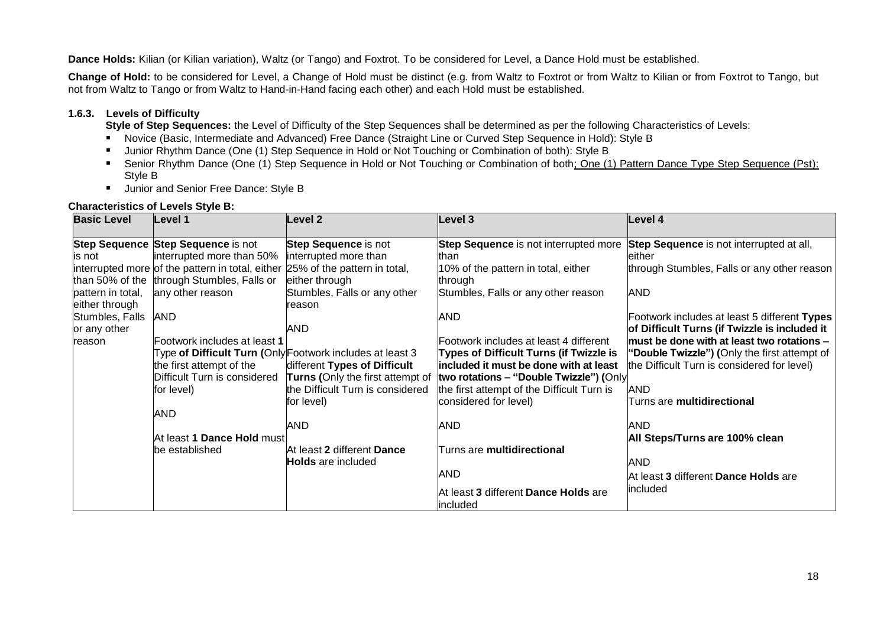**Dance Holds:** Kilian (or Kilian variation), Waltz (or Tango) and Foxtrot. To be considered for Level, a Dance Hold must be established.

**Change of Hold:** to be considered for Level, a Change of Hold must be distinct (e.g. from Waltz to Foxtrot or from Waltz to Kilian or from Foxtrot to Tango, but not from Waltz to Tango or from Waltz to Hand-in-Hand facing each other) and each Hold must be established.

### 1.6.3. Levels of Difficulty

**Style of Step Sequences:** the Level of Difficulty of the Step Sequences shall be determined as per the following Characteristics of Levels:

- Novice (Basic, Intermediate and Advanced) Free Dance (Straight Line or Curved Step Sequence in Hold): Style B
- Junior Rhythm Dance (One (1) Step Sequence in Hold or Not Touching or Combination of both): Style B
- Senior Rhythm Dance (One (1) Step Sequence in Hold or Not Touching or Combination of both; One (1) Pattern Dance Type Step Sequence (Pst): Style B
- Junior and Senior Free Dance: Style B

**Characteristics of Levels Style B:**

| Basic Level | Level 1 | Level 2 | Level 3 | Level 4 |
|---|---|---|---|---|
| **Step Sequence** is not interrupted more than 50% of the pattern in total, either through Stumbles, Falls or any other reason | **Step Sequence** is not interrupted more than 50% of the pattern in total, either through Stumbles, Falls or any other reason<br><br>AND<br><br>Footwork includes at least **1** Type **of Difficult Turn (**Only the first attempt of the Difficult Turn is considered for level)<br><br>AND<br><br>At least **1 Dance Hold** must be established | **Step Sequence** is not interrupted more than 25% of the pattern in total, either through Stumbles, Falls or any other reason<br><br>AND<br><br>Footwork includes at least 3 different **Types of Difficult Turns (**Only the first attempt of the Difficult Turn is considered for level)<br><br>AND<br><br>At least **2** different **Dance Holds** are included | **Step Sequence** is not interrupted more than 10% of the pattern in total, either through Stumbles, Falls or any other reason<br><br>AND<br><br>Footwork includes at least 4 different **Types of Difficult Turns (if Twizzle is included it must be done with at least two rotations – "Double Twizzle") (**Only the first attempt of the Difficult Turn is considered for level)<br><br>AND<br><br>Turns are **multidirectional**<br><br>AND<br><br>At least **3** different **Dance Holds** are included | **Step Sequence** is not interrupted at all, either through Stumbles, Falls or any other reason<br><br>AND<br><br>Footwork includes at least 5 different **Types of Difficult Turns (if Twizzle is included it must be done with at least two rotations – "Double Twizzle") (**Only the first attempt of the Difficult Turn is considered for level)<br><br>AND<br><br>Turns are **multidirectional**<br><br>AND<br><br>**All Steps/Turns are 100% clean**<br><br>AND<br><br>At least **3** different **Dance Holds** are included |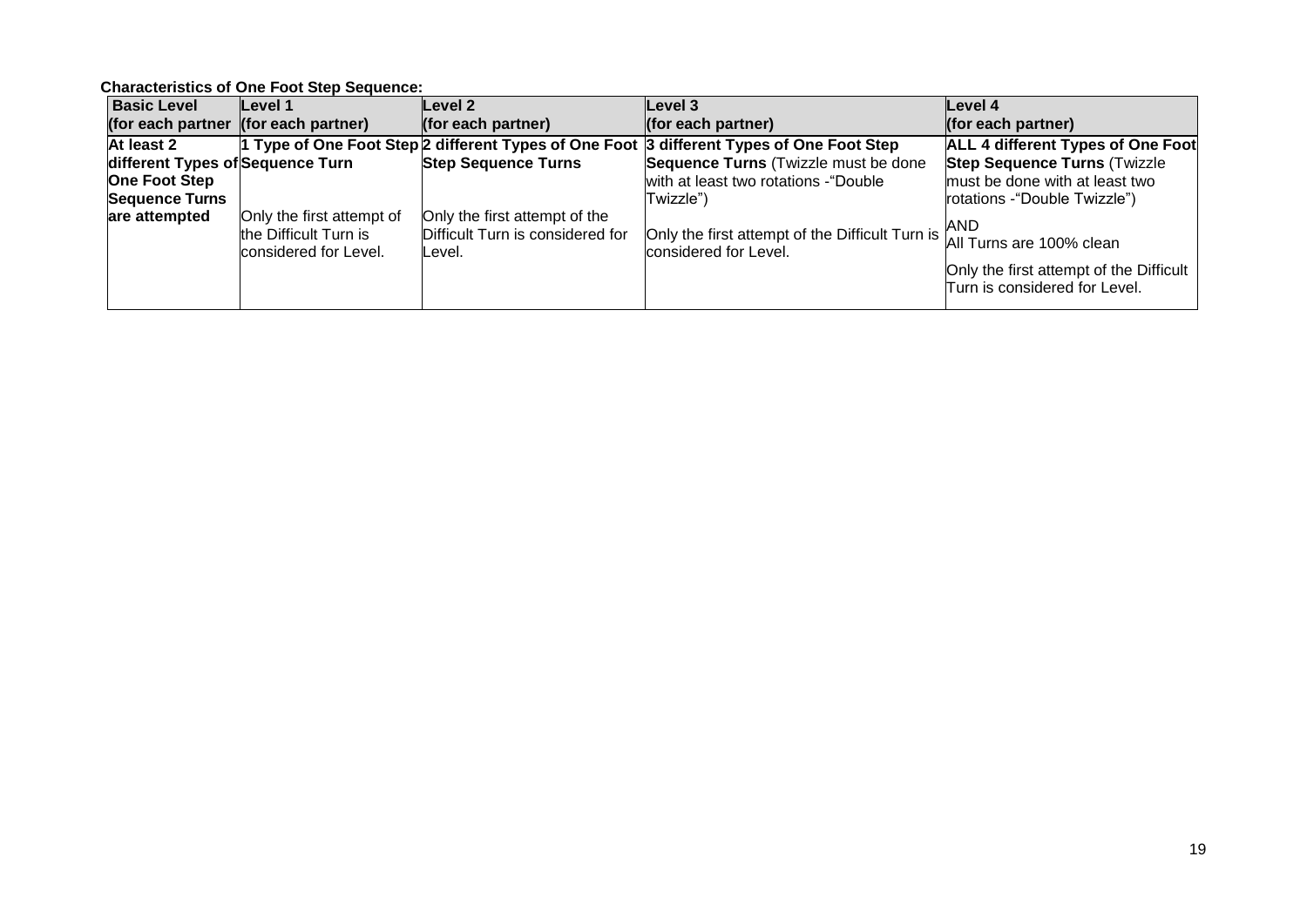**Characteristics of One Foot Step Sequence:**

| **Basic Level (for each partner** | **Level 1 (for each partner)** | **Level 2 (for each partner)** | **Level 3 (for each partner)** | **Level 4 (for each partner)** |
|---|---|---|---|---|
| **At least 2 different Types of One Foot Step Sequence Turns are attempted** | **1 Type of One Foot Step Sequence Turn**<br><br>Only the first attempt of the Difficult Turn is considered for Level. | **2 different Types of One Foot Step Sequence Turns**<br><br>Only the first attempt of the Difficult Turn is considered for Level. | **3 different Types of One Foot Step Sequence Turns** (Twizzle must be done with at least two rotations -"Double Twizzle")<br><br>Only the first attempt of the Difficult Turn is considered for Level. | **ALL 4 different Types of One Foot Step Sequence Turns** (Twizzle must be done with at least two rotations -"Double Twizzle")<br><br>AND<br>All Turns are 100% clean<br><br>Only the first attempt of the Difficult Turn is considered for Level. |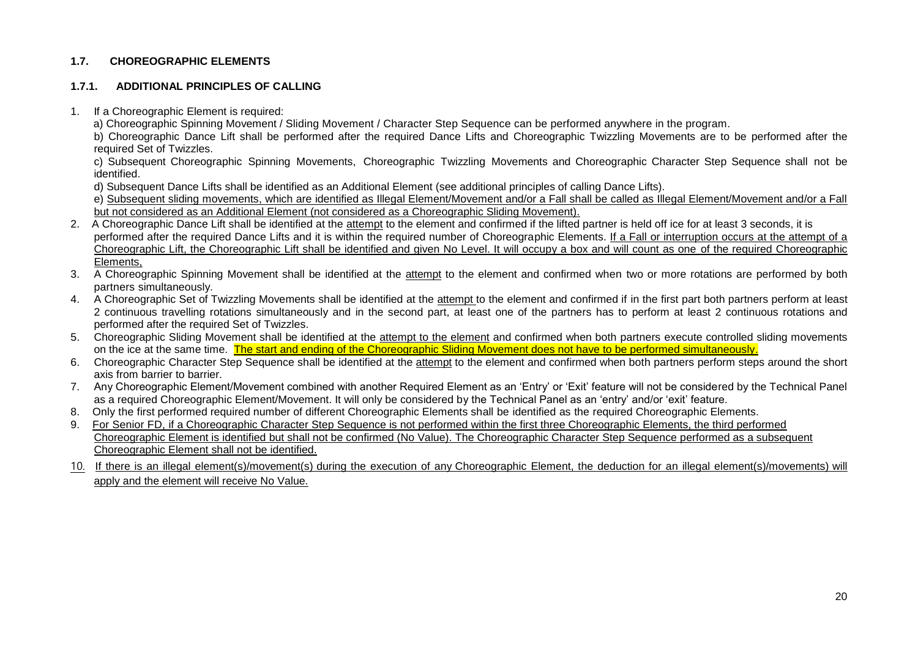### 1.7. CHOREOGRAPHIC ELEMENTS

### 1.7.1. ADDITIONAL PRINCIPLES OF CALLING

1. If a Choreographic Element is required:

   a) Choreographic Spinning Movement / Sliding Movement / Character Step Sequence can be performed anywhere in the program.

   b) Choreographic Dance Lift shall be performed after the required Dance Lifts and Choreographic Twizzling Movements are to be performed after the required Set of Twizzles.

   c) Subsequent Choreographic Spinning Movements, Choreographic Twizzling Movements and Choreographic Character Step Sequence shall not be identified.

   d) Subsequent Dance Lifts shall be identified as an Additional Element (see additional principles of calling Dance Lifts).

   e) Subsequent sliding movements, which are identified as Illegal Element/Movement and/or a Fall shall be called as Illegal Element/Movement and/or a Fall but not considered as an Additional Element (not considered as a Choreographic Sliding Movement).

2. A Choreographic Dance Lift shall be identified at the attempt to the element and confirmed if the lifted partner is held off ice for at least 3 seconds, it is performed after the required Dance Lifts and it is within the required number of Choreographic Elements. If a Fall or interruption occurs at the attempt of a Choreographic Lift, the Choreographic Lift shall be identified and given No Level. It will occupy a box and will count as one of the required Choreographic Elements,

3. A Choreographic Spinning Movement shall be identified at the attempt to the element and confirmed when two or more rotations are performed by both partners simultaneously.

4. A Choreographic Set of Twizzling Movements shall be identified at the attempt to the element and confirmed if in the first part both partners perform at least 2 continuous travelling rotations simultaneously and in the second part, at least one of the partners has to perform at least 2 continuous rotations and performed after the required Set of Twizzles.

5. Choreographic Sliding Movement shall be identified at the attempt to the element and confirmed when both partners execute controlled sliding movements on the ice at the same time. The start and ending of the Choreographic Sliding Movement does not have to be performed simultaneously.

6. Choreographic Character Step Sequence shall be identified at the attempt to the element and confirmed when both partners perform steps around the short axis from barrier to barrier.

7. Any Choreographic Element/Movement combined with another Required Element as an 'Entry' or 'Exit' feature will not be considered by the Technical Panel as a required Choreographic Element/Movement. It will only be considered by the Technical Panel as an 'entry' and/or 'exit' feature.

8. Only the first performed required number of different Choreographic Elements shall be identified as the required Choreographic Elements.

9. For Senior FD, if a Choreographic Character Step Sequence is not performed within the first three Choreographic Elements, the third performed Choreographic Element is identified but shall not be confirmed (No Value). The Choreographic Character Step Sequence performed as a subsequent Choreographic Element shall not be identified.

10. If there is an illegal element(s)/movement(s) during the execution of any Choreographic Element, the deduction for an illegal element(s)/movements) will apply and the element will receive No Value.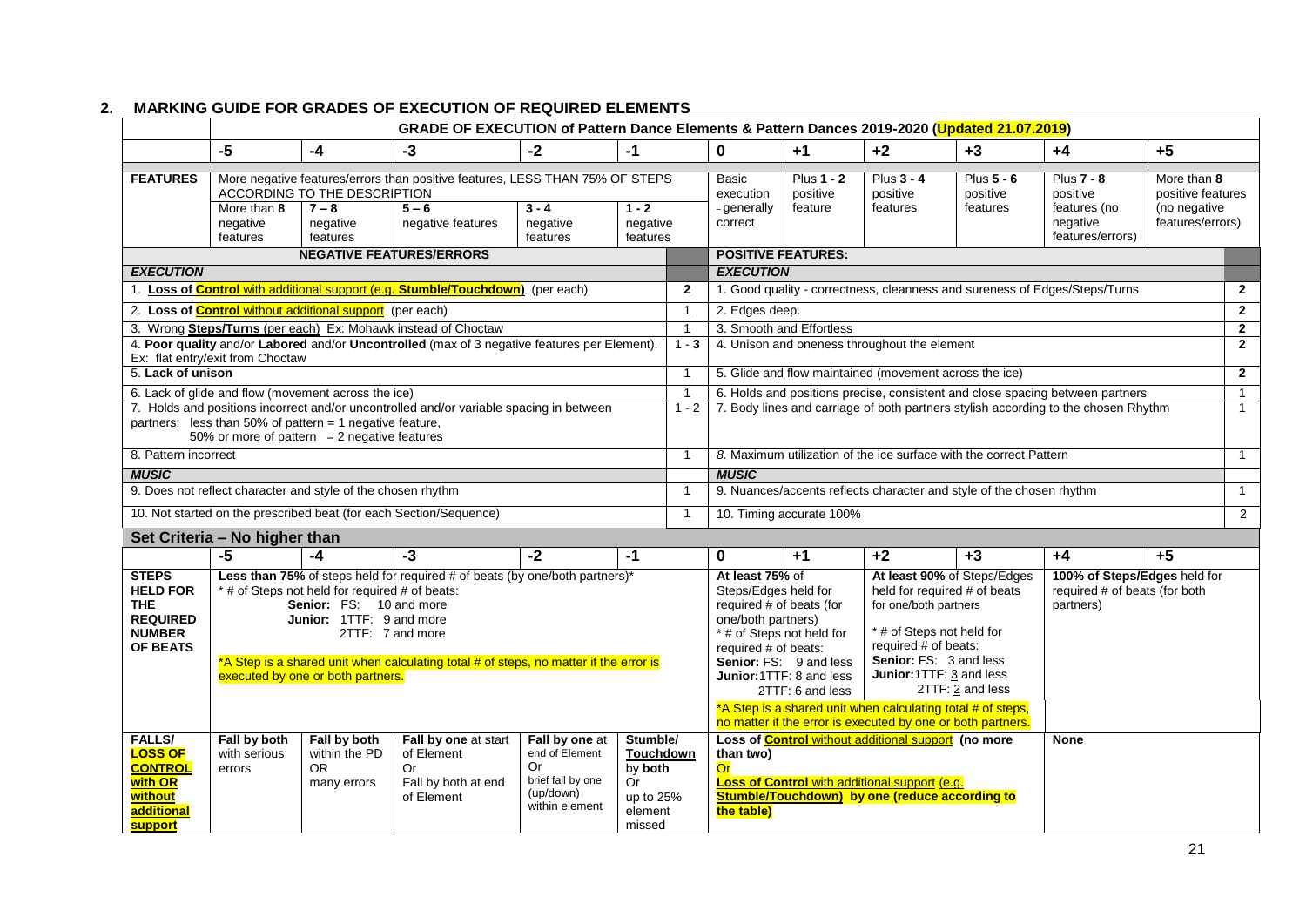## 2. MARKING GUIDE FOR GRADES OF EXECUTION OF REQUIRED ELEMENTS

**GRADE OF EXECUTION of Pattern Dance Elements & Pattern Dances 2019-2020 (Updated 21.07.2019)**

| | -5 | -4 | -3 | -2 | -1 | 0 | +1 | +2 | +3 | +4 | +5 |
|---|---|---|---|---|---|---|---|---|---|---|---|
| **FEATURES** | More negative features/errors than positive features, LESS THAN 75% OF STEPS ACCORDING TO THE DESCRIPTION | | | | | Basic execution - generally correct | Plus **1 - 2** positive feature | Plus **3 - 4** positive features | Plus **5 - 6** positive features | Plus **7 - 8** positive features (no negative features/errors) | More than **8** positive features (no negative features/errors) |
| | More than **8** negative features | **7 – 8** negative features | **5 – 6** negative features | **3 - 4** negative features | **1 - 2** negative features | | | | | | |

| NEGATIVE FEATURES/ERRORS | | POSITIVE FEATURES: | |
|---|---|---|---|
| ***EXECUTION*** | | ***EXECUTION*** | |
| 1. **Loss of Control** with additional support (e.g. **Stumble/Touchdown**) (per each) | **2** | 1. Good quality - correctness, cleanness and sureness of Edges/Steps/Turns | **2** |
| 2. **Loss of Control** without additional support (per each) | 1 | 2. Edges deep. | **2** |
| 3. Wrong **Steps/Turns** (per each) Ex: Mohawk instead of Choctaw | 1 | 3. Smooth and Effortless | **2** |
| 4. **Poor quality** and/or **Labored** and/or **Uncontrolled** (max of 3 negative features per Element). Ex: flat entry/exit from Choctaw | **1 - 3** | 4. Unison and oneness throughout the element | **2** |
| 5. **Lack of unison** | 1 | 5. Glide and flow maintained (movement across the ice) | **2** |
| 6. Lack of glide and flow (movement across the ice) | 1 | 6. Holds and positions precise, consistent and close spacing between partners | 1 |
| 7. Holds and positions incorrect and/or uncontrolled and/or variable spacing in between partners: less than 50% of pattern = 1 negative feature, 50% or more of pattern = 2 negative features | 1 - 2 | 7. Body lines and carriage of both partners stylish according to the chosen Rhythm | 1 |
| 8. Pattern incorrect | 1 | *8. Maximum utilization of the ice surface with the correct Pattern* | 1 |
| ***MUSIC*** | | ***MUSIC*** | |
| 9. Does not reflect character and style of the chosen rhythm | 1 | 9. Nuances/accents reflects character and style of the chosen rhythm | 1 |
| 10. Not started on the prescribed beat (for each Section/Sequence) | 1 | 10. Timing accurate 100% | 2 |

### Set Criteria – No higher than

| | -5 | -4 | -3 | -2 | -1 | 0 | +1 | +2 | +3 | +4 | +5 |
|---|---|---|---|---|---|---|---|---|---|---|---|
| **STEPS HELD FOR THE REQUIRED NUMBER OF BEATS** | **Less than 75%** of steps held for required # of beats (by one/both partners)* <br> * # of Steps not held for required # of beats: <br> **Senior:** FS: 10 and more <br> **Junior:** 1TTF: 9 and more <br> 2TTF: 7 and more <br> *A Step is a shared unit when calculating total # of steps, no matter if the error is executed by one or both partners. | | | | | At least 75% of Steps/Edges held for required # of beats (for one/both partners) <br> * # of Steps not held for required # of beats: <br> **Senior:** FS: 9 and less <br> **Junior:**1TTF: 8 and less <br> 2TTF: 6 and less | | At least 90% of Steps/Edges held for required # of beats for one/both partners <br> * # of Steps not held for required # of beats: <br> **Senior:** FS: 3 and less <br> **Junior:**1TTF: 3 and less <br> 2TTF: 2 and less <br> *A Step is a shared unit when calculating total # of steps, no matter if the error is executed by one or both partners. | | 100% of Steps/Edges held for required # of beats (for both partners) | |
| **FALLS/ LOSS OF CONTROL with OR without additional support** | **Fall by both** with serious errors | **Fall by both** within the PD OR many errors | **Fall by one** at start of Element Or Fall by both at end of Element | **Fall by one** at end of Element Or brief fall by one (up/down) within element | **Stumble/ Touchdown** by **both** Or up to 25% element missed | **Loss of Control** without additional support **(no more than two)** Or **Loss of Control** with additional support (e.g. **Stumble/Touchdown) by one (reduce according to the table)** | | | | **None** | |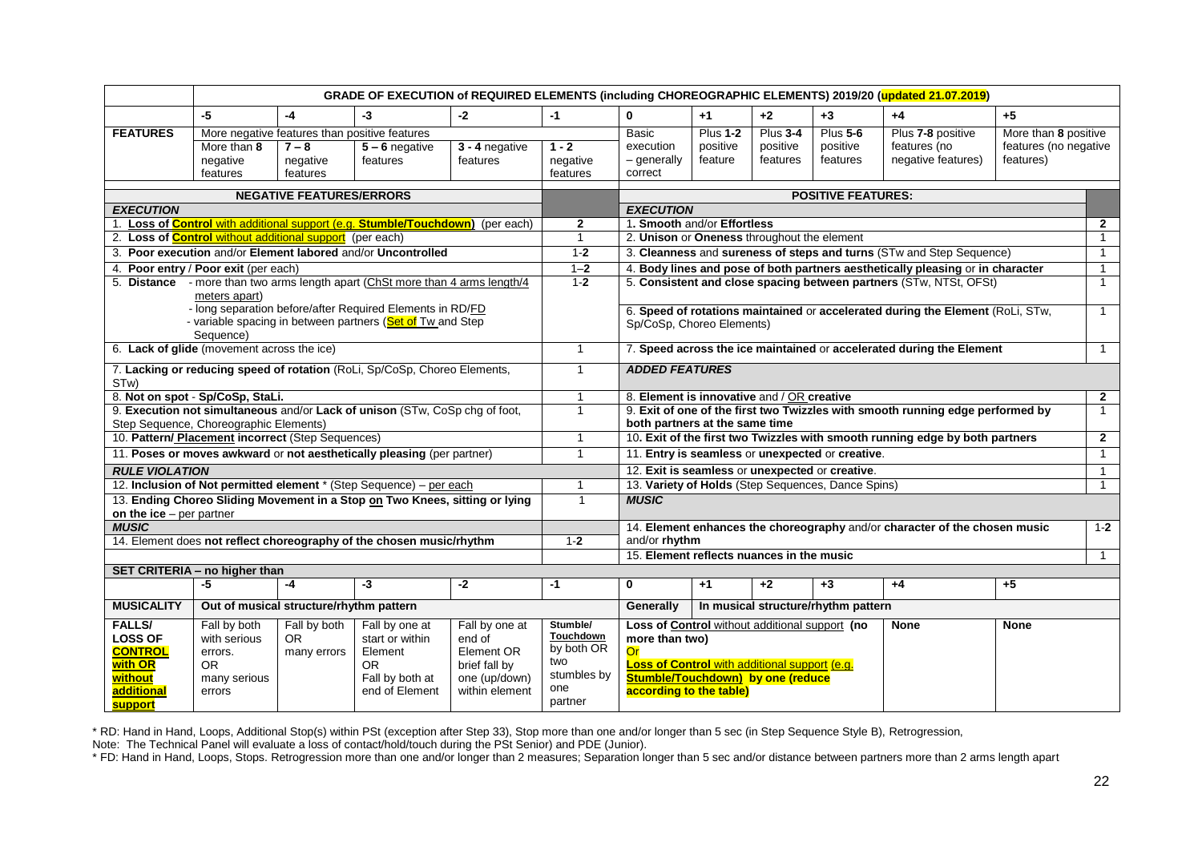| | GRADE OF EXECUTION of REQUIRED ELEMENTS (including CHOREOGRAPHIC ELEMENTS) 2019/20 (updated 21.07.2019) | | | | | | | | | | |
|---|---|---|---|---|---|---|---|---|---|---|---|
| | -5 | -4 | -3 | -2 | -1 | 0 | +1 | +2 | +3 | +4 | +5 |
| **FEATURES** | More negative features than positive features | | | | | Basic execution – generally correct | Plus 1-2 positive feature | Plus 3-4 positive features | Plus 5-6 positive features | Plus 7-8 positive features (no negative features) | More than 8 positive features (no negative features) |
| | More than 8 negative features | 7 – 8 negative features | 5 – 6 negative features | 3 - 4 negative features | 1 - 2 negative features | | | | | | |

| NEGATIVE FEATURES/ERRORS | | POSITIVE FEATURES: | |
|---|---|---|---|
| ***EXECUTION*** | | ***EXECUTION*** | |
| 1. **Loss of Control with additional support (e.g. Stumble/Touchdown)** (per each) | **2** | 1**. Smooth and/or Effortless** | **2** |
| 2. **Loss of Control without additional support** (per each) | 1 | 2. **Unison** or **Oneness** throughout the element | 1 |
| 3. **Poor execution** and/or **Element labored** and/or **Uncontrolled** | 1-**2** | 3. **Cleanness** and **sureness of steps and turns** (STw and Step Sequence) | 1 |
| 4. **Poor entry / Poor exit** (per each) | 1–**2** | 4. **Body lines and pose of both partners aesthetically pleasing** or **in character** | 1 |
| 5. **Distance** - more than two arms length apart (ChSt more than 4 arms length/4 meters apart) - long separation before/after Required Elements in RD/FD - variable spacing in between partners (Set of Tw and Step Sequence) | 1-**2** | 5. **Consistent and close spacing between partners** (STw, NTSt, OFSt) | 1 |
| | | 6. **Speed of rotations maintained** or **accelerated during the Element** (RoLi, STw, Sp/CoSp, Choreo Elements) | 1 |
| 6. **Lack of glide** (movement across the ice) | 1 | 7. **Speed across the ice maintained** or **accelerated during the Element** | 1 |
| 7. **Lacking or reducing speed of rotation** (RoLi, Sp/CoSp, Choreo Elements, STw) | 1 | ***ADDED FEATURES*** | |
| 8. **Not on spot** - **Sp/CoSp, StaLi.** | 1 | 8. **Element is innovative** and / OR **creative** | **2** |
| 9. **Execution not simultaneous** and/or **Lack of unison** (STw, CoSp chg of foot, Step Sequence, Choreographic Elements) | 1 | 9. **Exit of one of the first two Twizzles with smooth running edge performed by both partners at the same time** | 1 |
| 10. **Pattern/ Placement incorrect** (Step Sequences) | 1 | 10**. Exit of the first two Twizzles with smooth running edge by both partners** | **2** |
| 11. **Poses or moves awkward** or **not aesthetically pleasing** (per partner) | 1 | 11. **Entry is seamless** or **unexpected** or **creative**. | 1 |
| ***RULE VIOLATION*** | | 12. **Exit is seamless** or **unexpected** or **creative**. | 1 |
| 12. **Inclusion of Not permitted element** * (Step Sequence) – per each | 1 | 13. **Variety of Holds** (Step Sequences, Dance Spins) | 1 |
| 13. **Ending Choreo Sliding Movement in a Stop on Two Knees, sitting or lying on the ice** – per partner | 1 | ***MUSIC*** | |
| ***MUSIC*** | | 14. **Element enhances the choreography** and/or **character of the chosen music** and/or **rhythm** | 1-**2** |
| 14. Element does **not reflect choreography of the chosen music/rhythm** | 1-**2** | 15. **Element reflects nuances in the music** | 1 |

| SET CRITERIA – no higher than | | | | | | | | | | | |
|---|---|---|---|---|---|---|---|---|---|---|---|
| | -5 | -4 | -3 | -2 | -1 | 0 | +1 | +2 | +3 | +4 | +5 |
| **MUSICALITY** | Out of musical structure/rhythm pattern | | | | | Generally | In musical structure/rhythm pattern | | | | |
| **FALLS/ LOSS OF CONTROL with OR without additional support** | Fall by both with serious errors. OR many serious errors | Fall by both OR many errors | Fall by one at start or within Element OR Fall by both at end of Element | Fall by one at end of Element OR brief fall by one (up/down) within element | Stumble/ Touchdown by both OR two stumbles by one partner | **Loss of Control without additional support (no more than two)** Or **Loss of Control with additional support (e.g. Stumble/Touchdown) by one (reduce according to the table)** | | | | **None** | **None** |

\* RD: Hand in Hand, Loops, Additional Stop(s) within PSt (exception after Step 33), Stop more than one and/or longer than 5 sec (in Step Sequence Style B), Retrogression,

Note: The Technical Panel will evaluate a loss of contact/hold/touch during the PSt Senior) and PDE (Junior).

\* FD: Hand in Hand, Loops, Stops. Retrogression more than one and/or longer than 2 measures; Separation longer than 5 sec and/or distance between partners more than 2 arms length apart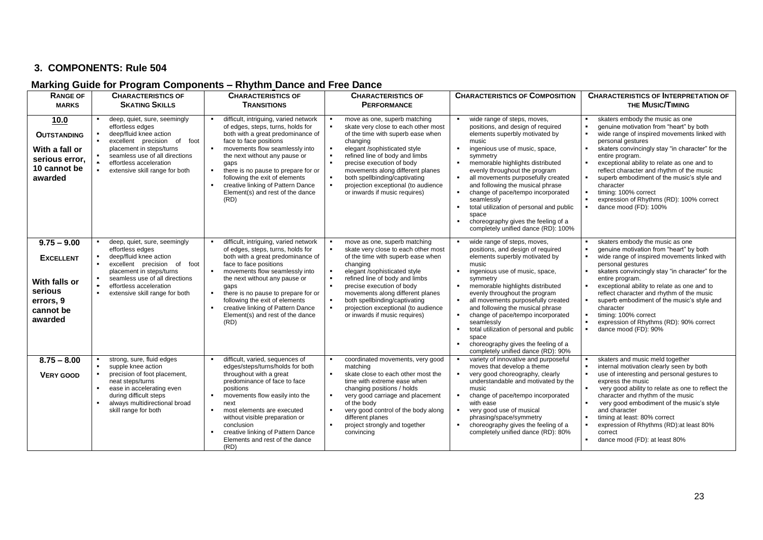## 3. COMPONENTS: Rule 504

### Marking Guide for Program Components – Rhythm Dance and Free Dance

| RANGE OF MARKS | CHARACTERISTICS OF SKATING SKILLS | CHARACTERISTICS OF TRANSITIONS | CHARACTERISTICS OF PERFORMANCE | CHARACTERISTICS OF COMPOSITION | CHARACTERISTICS OF INTERPRETATION OF THE MUSIC/TIMING |
|---|---|---|---|---|---|
| **10.0**<br>**OUTSTANDING**<br>**With a fall or serious error, 10 cannot be awarded** | ▪ deep, quiet, sure, seemingly effortless edges<br>▪ deep/fluid knee action<br>▪ excellent precision of foot placement in steps/turns<br>▪ seamless use of all directions<br>▪ effortless acceleration<br>▪ extensive skill range for both | ▪ difficult, intriguing, varied network of edges, steps, turns, holds for both with a great predominance of face to face positions<br>▪ movements flow seamlessly into the next without any pause or gaps<br>▪ there is no pause to prepare for or following the exit of elements<br>▪ creative linking of Pattern Dance Element(s) and rest of the dance (RD) | ▪ move as one, superb matching<br>▪ skate very close to each other most of the time with superb ease when changing<br>▪ elegant /sophisticated style<br>▪ refined line of body and limbs<br>▪ precise execution of body movements along different planes<br>▪ both spellbinding/captivating<br>▪ projection exceptional (to audience or inwards if music requires) | ▪ wide range of steps, moves, positions, and design of required elements superbly motivated by music<br>▪ ingenious use of music, space, symmetry<br>▪ memorable highlights distributed evenly throughout the program<br>▪ all movements purposefully created and following the musical phrase<br>▪ change of pace/tempo incorporated seamlessly<br>▪ total utilization of personal and public space<br>▪ choreography gives the feeling of a completely unified dance (RD): 100% | ▪ skaters embody the music as one<br>▪ genuine motivation from "heart" by both<br>▪ wide range of inspired movements linked with personal gestures<br>▪ skaters convincingly stay "in character" for the entire program.<br>▪ exceptional ability to relate as one and to reflect character and rhythm of the music<br>▪ superb embodiment of the music's style and character<br>▪ timing: 100% correct<br>▪ expression of Rhythms (RD): 100% correct<br>▪ dance mood (FD): 100% |
| **9.75 – 9.00**<br>**EXCELLENT**<br>**With falls or serious errors, 9 cannot be awarded** | ▪ deep, quiet, sure, seemingly effortless edges<br>▪ deep/fluid knee action<br>▪ excellent precision of foot placement in steps/turns<br>▪ seamless use of all directions<br>▪ effortless acceleration<br>▪ extensive skill range for both | ▪ difficult, intriguing, varied network of edges, steps, turns, holds for both with a great predominance of face to face positions<br>▪ movements flow seamlessly into the next without any pause or gaps<br>▪ there is no pause to prepare for or following the exit of elements<br>▪ creative linking of Pattern Dance Element(s) and rest of the dance (RD) | ▪ move as one, superb matching<br>▪ skate very close to each other most of the time with superb ease when changing<br>▪ elegant /sophisticated style<br>▪ refined line of body and limbs<br>▪ precise execution of body movements along different planes<br>▪ both spellbinding/captivating<br>▪ projection exceptional (to audience or inwards if music requires) | ▪ wide range of steps, moves, positions, and design of required elements superbly motivated by music<br>▪ ingenious use of music, space, symmetry<br>▪ memorable highlights distributed evenly throughout the program<br>▪ all movements purposefully created and following the musical phrase<br>▪ change of pace/tempo incorporated seamlessly<br>▪ total utilization of personal and public space<br>▪ choreography gives the feeling of a completely unified dance (RD): 90% | ▪ skaters embody the music as one<br>▪ genuine motivation from "heart" by both<br>▪ wide range of inspired movements linked with personal gestures<br>▪ skaters convincingly stay "in character" for the entire program.<br>▪ exceptional ability to relate as one and to reflect character and rhythm of the music<br>▪ superb embodiment of the music's style and character<br>▪ timing: 100% correct<br>▪ expression of Rhythms (RD): 90% correct<br>▪ dance mood (FD): 90% |
| **8.75 – 8.00**<br>**VERY GOOD** | ▪ strong, sure, fluid edges<br>▪ supple knee action<br>▪ precision of foot placement, neat steps/turns<br>▪ ease in accelerating even during difficult steps<br>▪ always multidirectional broad skill range for both | ▪ difficult, varied, sequences of edges/steps/turns/holds for both throughout with a great predominance of face to face positions<br>▪ movements flow easily into the next<br>▪ most elements are executed without visible preparation or conclusion<br>▪ creative linking of Pattern Dance Elements and rest of the dance (RD) | ▪ coordinated movements, very good matching<br>▪ skate close to each other most the time with extreme ease when changing positions / holds<br>▪ very good carriage and placement of the body<br>▪ very good control of the body along different planes<br>▪ project strongly and together convincing | ▪ variety of innovative and purposeful moves that develop a theme<br>▪ very good choreography, clearly understandable and motivated by the music<br>▪ change of pace/tempo incorporated with ease<br>▪ very good use of musical phrasing/space/symmetry<br>▪ choreography gives the feeling of a completely unified dance (RD): 80% | ▪ skaters and music meld together<br>▪ internal motivation clearly seen by both<br>▪ use of interesting and personal gestures to express the music<br>▪ very good ability to relate as one to reflect the character and rhythm of the music<br>▪ very good embodiment of the music's style and character<br>▪ timing at least: 80% correct<br>▪ expression of Rhythms (RD):at least 80% correct<br>▪ dance mood (FD): at least 80% |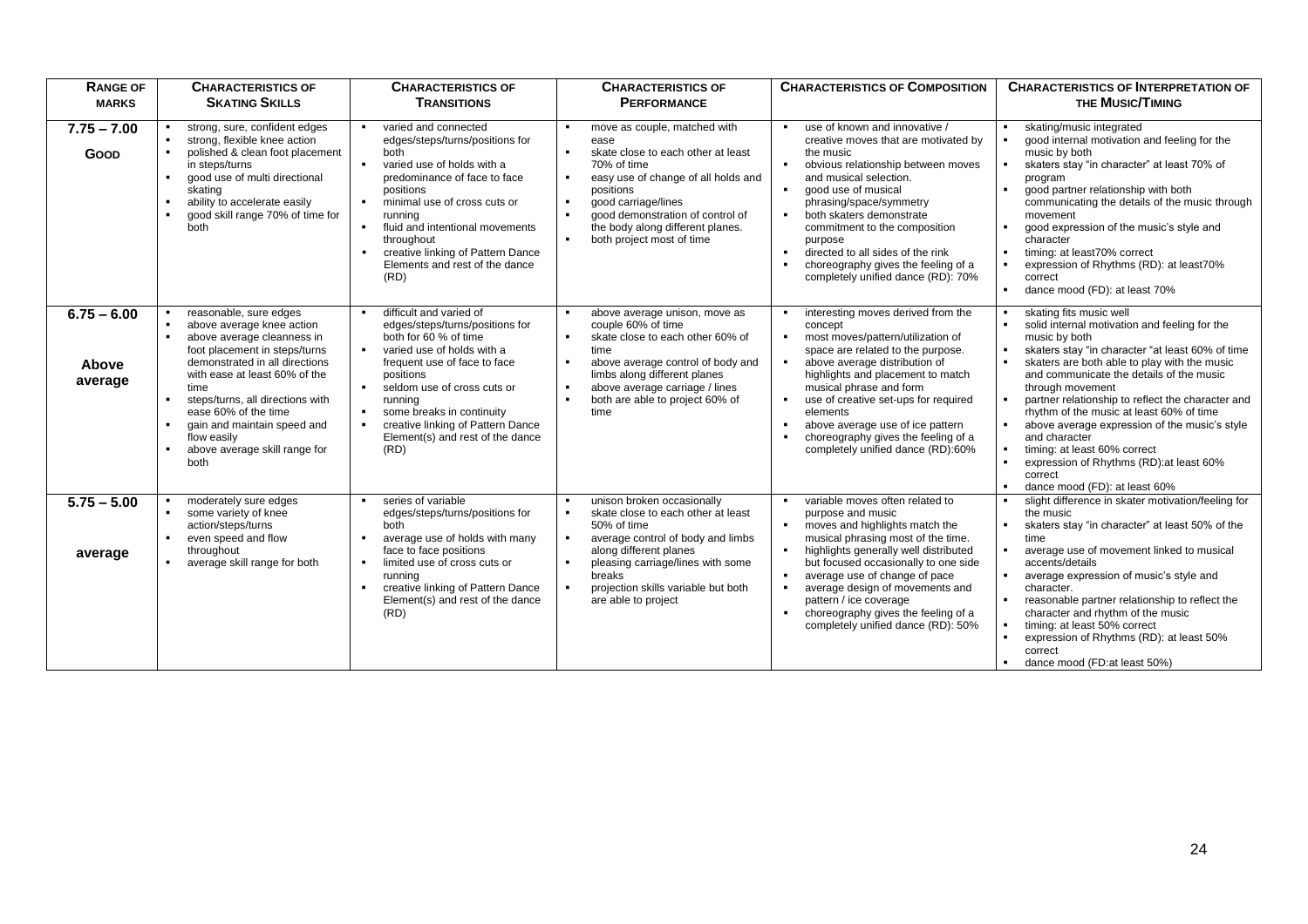| RANGE OF MARKS | CHARACTERISTICS OF SKATING SKILLS | CHARACTERISTICS OF TRANSITIONS | CHARACTERISTICS OF PERFORMANCE | CHARACTERISTICS OF COMPOSITION | CHARACTERISTICS OF INTERPRETATION OF THE MUSIC/TIMING |
|---|---|---|---|---|---|
| **7.75 – 7.00** **GOOD** | ▪ strong, sure, confident edges<br>▪ strong, flexible knee action<br>▪ polished & clean foot placement in steps/turns<br>▪ good use of multi directional skating<br>▪ ability to accelerate easily<br>▪ good skill range 70% of time for both | ▪ varied and connected edges/steps/turns/positions for both<br>▪ varied use of holds with a predominance of face to face positions<br>▪ minimal use of cross cuts or running<br>▪ fluid and intentional movements throughout<br>▪ creative linking of Pattern Dance Elements and rest of the dance (RD) | ▪ move as couple, matched with ease<br>▪ skate close to each other at least 70% of time<br>▪ easy use of change of all holds and positions<br>▪ good carriage/lines<br>▪ good demonstration of control of the body along different planes.<br>▪ both project most of time | ▪ use of known and innovative / creative moves that are motivated by the music<br>▪ obvious relationship between moves and musical selection.<br>▪ good use of musical phrasing/space/symmetry<br>▪ both skaters demonstrate commitment to the composition purpose<br>▪ directed to all sides of the rink<br>▪ choreography gives the feeling of a completely unified dance (RD): 70% | ▪ skating/music integrated<br>▪ good internal motivation and feeling for the music by both<br>▪ skaters stay "in character" at least 70% of program<br>▪ good partner relationship with both communicating the details of the music through movement<br>▪ good expression of the music's style and character<br>▪ timing: at least70% correct<br>▪ expression of Rhythms (RD): at least70% correct<br>▪ dance mood (FD): at least 70% |
| **6.75 – 6.00** **Above average** | ▪ reasonable, sure edges<br>▪ above average knee action<br>▪ above average cleanness in foot placement in steps/turns demonstrated in all directions with ease at least 60% of the time<br>▪ steps/turns, all directions with ease 60% of the time<br>▪ gain and maintain speed and flow easily<br>▪ above average skill range for both | ▪ difficult and varied of edges/steps/turns/positions for both for 60 % of time<br>▪ varied use of holds with a frequent use of face to face positions<br>▪ seldom use of cross cuts or running<br>▪ some breaks in continuity<br>▪ creative linking of Pattern Dance Element(s) and rest of the dance (RD) | ▪ above average unison, move as couple 60% of time<br>▪ skate close to each other 60% of time<br>▪ above average control of body and limbs along different planes<br>▪ above average carriage / lines<br>▪ both are able to project 60% of time | ▪ interesting moves derived from the concept<br>▪ most moves/pattern/utilization of space are related to the purpose.<br>▪ above average distribution of highlights and placement to match musical phrase and form<br>▪ use of creative set-ups for required elements<br>▪ above average use of ice pattern<br>▪ choreography gives the feeling of a completely unified dance (RD):60% | ▪ skating fits music well<br>▪ solid internal motivation and feeling for the music by both<br>▪ skaters stay "in character "at least 60% of time<br>▪ skaters are both able to play with the music and communicate the details of the music through movement<br>▪ partner relationship to reflect the character and rhythm of the music at least 60% of time<br>▪ above average expression of the music's style and character<br>▪ timing: at least 60% correct<br>▪ expression of Rhythms (RD):at least 60% correct<br>▪ dance mood (FD): at least 60% |
| **5.75 – 5.00** **average** | ▪ moderately sure edges<br>▪ some variety of knee action/steps/turns<br>▪ even speed and flow throughout<br>▪ average skill range for both | ▪ series of variable edges/steps/turns/positions for both<br>▪ average use of holds with many face to face positions<br>▪ limited use of cross cuts or running<br>▪ creative linking of Pattern Dance Element(s) and rest of the dance (RD) | ▪ unison broken occasionally<br>▪ skate close to each other at least 50% of time<br>▪ average control of body and limbs along different planes<br>▪ pleasing carriage/lines with some breaks<br>▪ projection skills variable but both are able to project | ▪ variable moves often related to purpose and music<br>▪ moves and highlights match the musical phrasing most of the time.<br>▪ highlights generally well distributed but focused occasionally to one side<br>▪ average use of change of pace<br>▪ average design of movements and pattern / ice coverage<br>▪ choreography gives the feeling of a completely unified dance (RD): 50% | ▪ slight difference in skater motivation/feeling for the music<br>▪ skaters stay "in character" at least 50% of the time<br>▪ average use of movement linked to musical accents/details<br>▪ average expression of music's style and character.<br>▪ reasonable partner relationship to reflect the character and rhythm of the music<br>▪ timing: at least 50% correct<br>▪ expression of Rhythms (RD): at least 50% correct<br>▪ dance mood (FD:at least 50%) |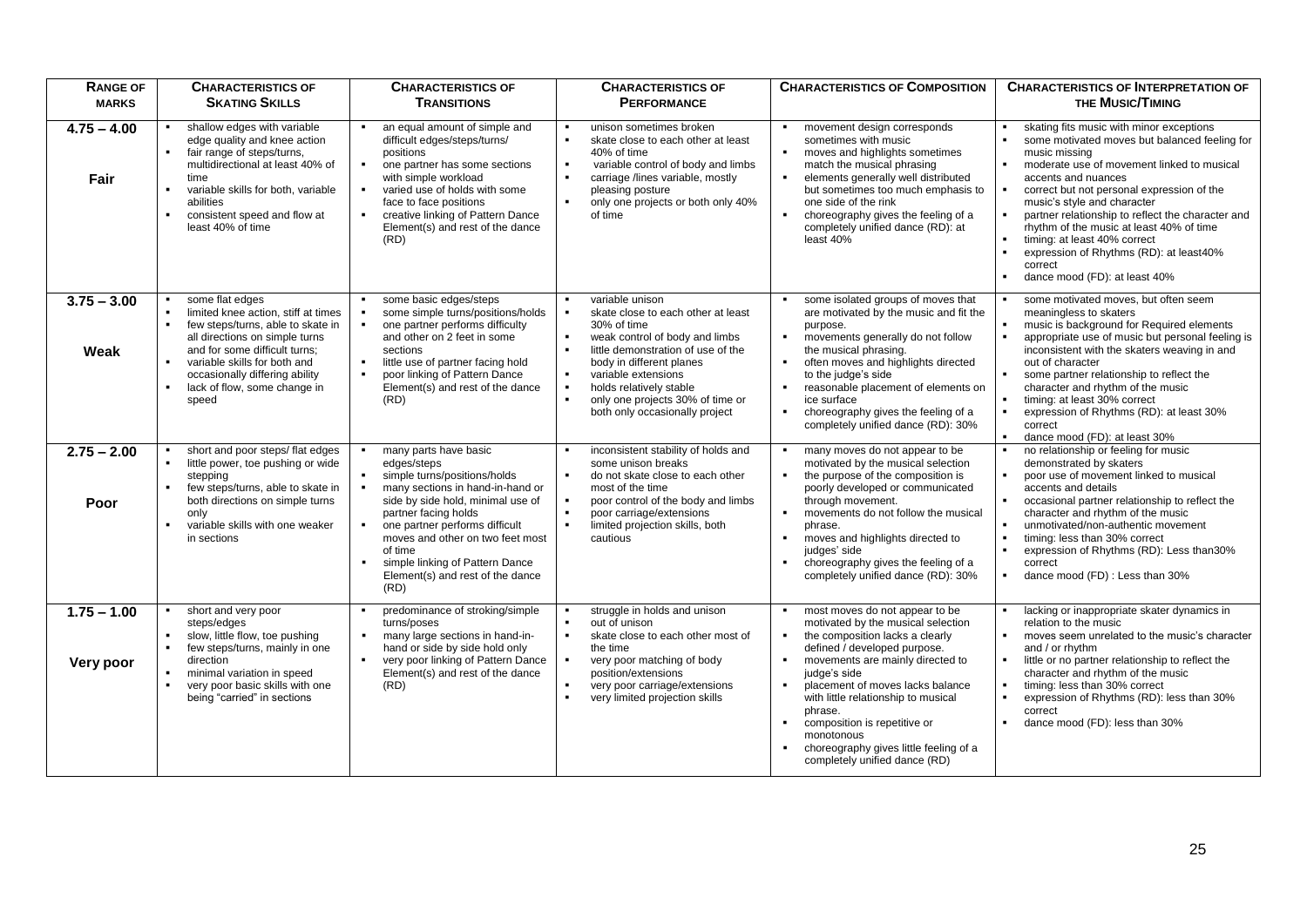| RANGE OF MARKS | CHARACTERISTICS OF SKATING SKILLS | CHARACTERISTICS OF TRANSITIONS | CHARACTERISTICS OF PERFORMANCE | CHARACTERISTICS OF COMPOSITION | CHARACTERISTICS OF INTERPRETATION OF THE MUSIC/TIMING |
|---|---|---|---|---|---|
| **4.75 – 4.00**<br><br>**Fair** | ▪ shallow edges with variable edge quality and knee action<br>▪ fair range of steps/turns, multidirectional at least 40% of time<br>▪ variable skills for both, variable abilities<br>▪ consistent speed and flow at least 40% of time | ▪ an equal amount of simple and difficult edges/steps/turns/ positions<br>▪ one partner has some sections with simple workload<br>▪ varied use of holds with some face to face positions<br>▪ creative linking of Pattern Dance Element(s) and rest of the dance (RD) | ▪ unison sometimes broken<br>▪ skate close to each other at least 40% of time<br>▪ variable control of body and limbs<br>▪ carriage /lines variable, mostly pleasing posture<br>▪ only one projects or both only 40% of time | ▪ movement design corresponds sometimes with music<br>▪ moves and highlights sometimes match the musical phrasing<br>▪ elements generally well distributed but sometimes too much emphasis to one side of the rink<br>▪ choreography gives the feeling of a completely unified dance (RD): at least 40% | ▪ skating fits music with minor exceptions<br>▪ some motivated moves but balanced feeling for music missing<br>▪ moderate use of movement linked to musical accents and nuances<br>▪ correct but not personal expression of the music's style and character<br>▪ partner relationship to reflect the character and rhythm of the music at least 40% of time<br>▪ timing: at least 40% correct<br>▪ expression of Rhythms (RD): at least40% correct<br>▪ dance mood (FD): at least 40% |
| **3.75 – 3.00**<br><br>**Weak** | ▪ some flat edges<br>▪ limited knee action, stiff at times<br>▪ few steps/turns, able to skate in all directions on simple turns and for some difficult turns;<br>▪ variable skills for both and occasionally differing ability<br>▪ lack of flow, some change in speed | ▪ some basic edges/steps<br>▪ some simple turns/positions/holds<br>▪ one partner performs difficulty and other on 2 feet in some sections<br>▪ little use of partner facing hold<br>▪ poor linking of Pattern Dance Element(s) and rest of the dance (RD) | ▪ variable unison<br>▪ skate close to each other at least 30% of time<br>▪ weak control of body and limbs<br>▪ little demonstration of use of the body in different planes<br>▪ variable extensions<br>▪ holds relatively stable<br>▪ only one projects 30% of time or both only occasionally project | ▪ some isolated groups of moves that are motivated by the music and fit the purpose.<br>▪ movements generally do not follow the musical phrasing.<br>▪ often moves and highlights directed to the judge's side<br>▪ reasonable placement of elements on ice surface<br>▪ choreography gives the feeling of a completely unified dance (RD): 30% | ▪ some motivated moves, but often seem meaningless to skaters<br>▪ music is background for Required elements<br>▪ appropriate use of music but personal feeling is inconsistent with the skaters weaving in and out of character<br>▪ some partner relationship to reflect the character and rhythm of the music<br>▪ timing: at least 30% correct<br>▪ expression of Rhythms (RD): at least 30% correct<br>▪ dance mood (FD): at least 30% |
| **2.75 – 2.00**<br><br>**Poor** | ▪ short and poor steps/ flat edges<br>▪ little power, toe pushing or wide stepping<br>▪ few steps/turns, able to skate in both directions on simple turns only<br>▪ variable skills with one weaker in sections | ▪ many parts have basic edges/steps<br>▪ simple turns/positions/holds<br>▪ many sections in hand-in-hand or side by side hold, minimal use of partner facing holds<br>▪ one partner performs difficult moves and other on two feet most of time<br>▪ simple linking of Pattern Dance Element(s) and rest of the dance (RD) | ▪ inconsistent stability of holds and some unison breaks<br>▪ do not skate close to each other most of the time<br>▪ poor control of the body and limbs<br>▪ poor carriage/extensions<br>▪ limited projection skills, both cautious | ▪ many moves do not appear to be motivated by the musical selection<br>▪ the purpose of the composition is poorly developed or communicated through movement.<br>▪ movements do not follow the musical phrase.<br>▪ moves and highlights directed to judges' side<br>▪ choreography gives the feeling of a completely unified dance (RD): 30% | ▪ no relationship or feeling for music demonstrated by skaters<br>▪ poor use of movement linked to musical accents and details<br>▪ occasional partner relationship to reflect the character and rhythm of the music<br>▪ unmotivated/non-authentic movement<br>▪ timing: less than 30% correct<br>▪ expression of Rhythms (RD): Less than30% correct<br>▪ dance mood (FD) : Less than 30% |
| **1.75 – 1.00**<br><br>**Very poor** | ▪ short and very poor steps/edges<br>▪ slow, little flow, toe pushing<br>▪ few steps/turns, mainly in one direction<br>▪ minimal variation in speed<br>▪ very poor basic skills with one being "carried" in sections | ▪ predominance of stroking/simple turns/poses<br>▪ many large sections in hand-in-hand or side by side hold only<br>▪ very poor linking of Pattern Dance Element(s) and rest of the dance (RD) | ▪ struggle in holds and unison<br>▪ out of unison<br>▪ skate close to each other most of the time<br>▪ very poor matching of body position/extensions<br>▪ very poor carriage/extensions<br>▪ very limited projection skills | ▪ most moves do not appear to be motivated by the musical selection<br>▪ the composition lacks a clearly defined / developed purpose.<br>▪ movements are mainly directed to judge's side<br>▪ placement of moves lacks balance with little relationship to musical phrase.<br>▪ composition is repetitive or monotonous<br>▪ choreography gives little feeling of a completely unified dance (RD) | ▪ lacking or inappropriate skater dynamics in relation to the music<br>▪ moves seem unrelated to the music's character and / or rhythm<br>▪ little or no partner relationship to reflect the character and rhythm of the music<br>▪ timing: less than 30% correct<br>▪ expression of Rhythms (RD): less than 30% correct<br>▪ dance mood (FD): less than 30% |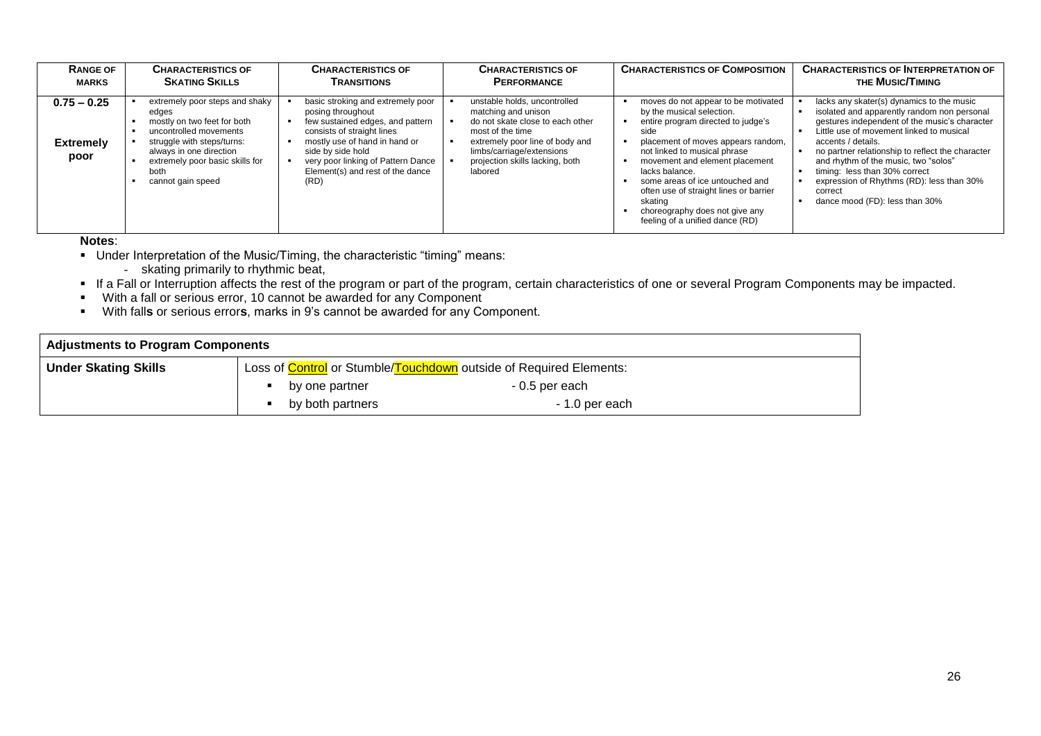| RANGE OF MARKS | CHARACTERISTICS OF SKATING SKILLS | CHARACTERISTICS OF TRANSITIONS | CHARACTERISTICS OF PERFORMANCE | CHARACTERISTICS OF COMPOSITION | CHARACTERISTICS OF INTERPRETATION OF THE MUSIC/TIMING |
|---|---|---|---|---|---|
| **0.75 – 0.25**<br><br>**Extremely poor** | ▪ extremely poor steps and shaky edges<br>▪ mostly on two feet for both<br>▪ uncontrolled movements<br>▪ struggle with steps/turns: always in one direction<br>▪ extremely poor basic skills for both<br>▪ cannot gain speed | ▪ basic stroking and extremely poor posing throughout<br>▪ few sustained edges, and pattern consists of straight lines<br>▪ mostly use of hand in hand or side by side hold<br>▪ very poor linking of Pattern Dance Element(s) and rest of the dance (RD) | ▪ unstable holds, uncontrolled matching and unison<br>▪ do not skate close to each other most of the time<br>▪ extremely poor line of body and limbs/carriage/extensions<br>▪ projection skills lacking, both labored | ▪ moves do not appear to be motivated by the musical selection.<br>▪ entire program directed to judge's side<br>▪ placement of moves appears random, not linked to musical phrase<br>▪ movement and element placement lacks balance.<br>▪ some areas of ice untouched and often use of straight lines or barrier skating<br>▪ choreography does not give any feeling of a unified dance (RD) | ▪ lacks any skater(s) dynamics to the music<br>▪ isolated and apparently random non personal gestures independent of the music's character<br>▪ Little use of movement linked to musical accents / details.<br>▪ no partner relationship to reflect the character and rhythm of the music, two "solos"<br>▪ timing: less than 30% correct<br>▪ expression of Rhythms (RD): less than 30% correct<br>▪ dance mood (FD): less than 30% |

**Notes**:

- Under Interpretation of the Music/Timing, the characteristic "timing" means:
  - skating primarily to rhythmic beat,
- If a Fall or Interruption affects the rest of the program or part of the program, certain characteristics of one or several Program Components may be impacted.
- With a fall or serious error, 10 cannot be awarded for any Component
- With fall**s** or serious error**s**, marks in 9's cannot be awarded for any Component.

| **Adjustments to Program Components** | |
|---|---|
| **Under Skating Skills** | Loss of Control or Stumble/Touchdown outside of Required Elements:<br>▪ by one partner - 0.5 per each<br>▪ by both partners - 1.0 per each |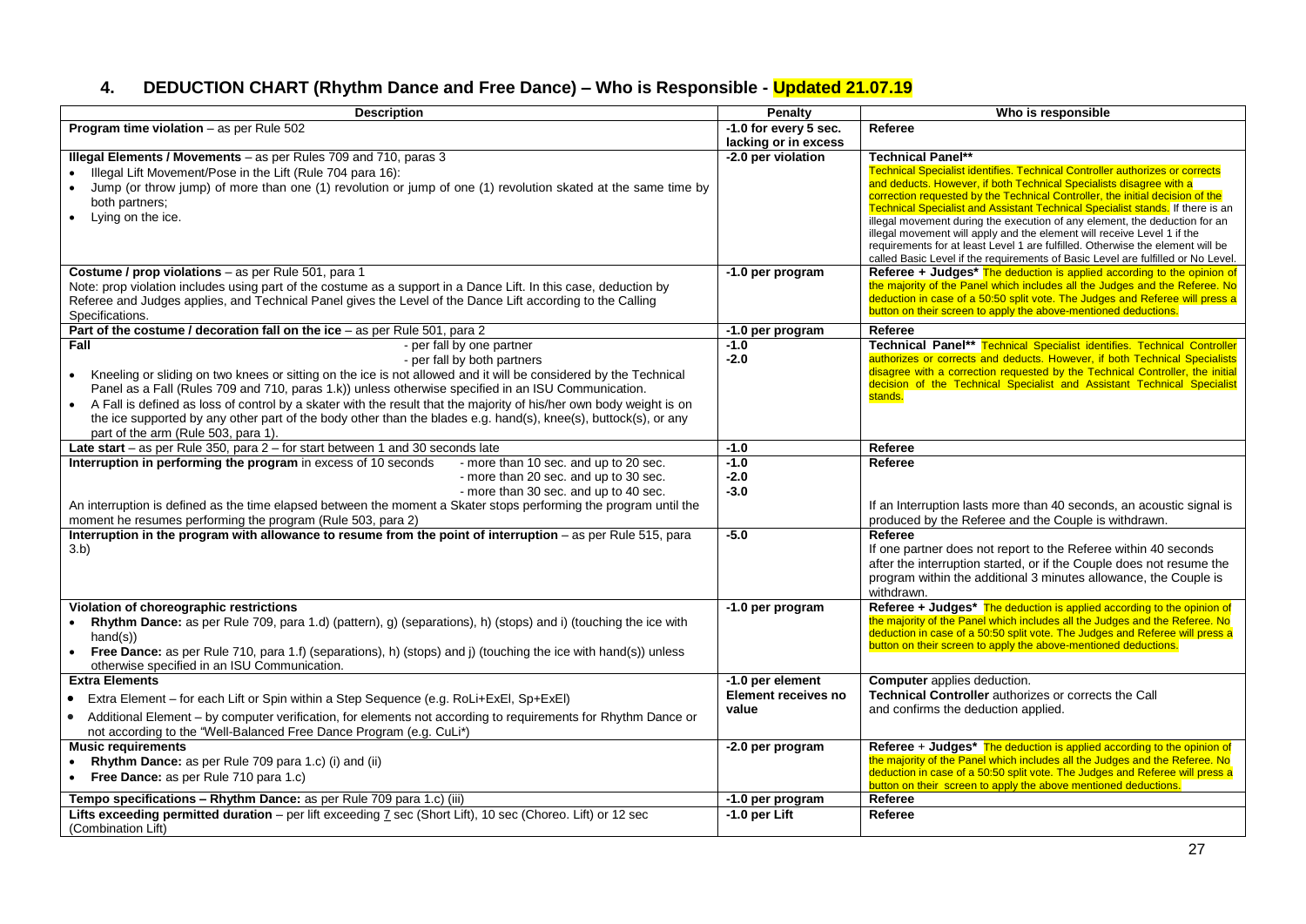## 4. DEDUCTION CHART (Rhythm Dance and Free Dance) – Who is Responsible - Updated 21.07.19

| Description | Penalty | Who is responsible |
|---|---|---|
| **Program time violation** – as per Rule 502 | **-1.0 for every 5 sec. lacking or in excess** | **Referee** |
| **Illegal Elements / Movements** – as per Rules 709 and 710, paras 3<br>• Illegal Lift Movement/Pose in the Lift (Rule 704 para 16):<br>• Jump (or throw jump) of more than one (1) revolution or jump of one (1) revolution skated at the same time by both partners;<br>• Lying on the ice. | **-2.0 per violation** | **Technical Panel**\*\*<br>Technical Specialist identifies. Technical Controller authorizes or corrects and deducts. However, if both Technical Specialists disagree with a correction requested by the Technical Controller, the initial decision of the Technical Specialist and Assistant Technical Specialist stands. If there is an illegal movement during the execution of any element, the deduction for an illegal movement will apply and the element will receive Level 1 if the requirements for at least Level 1 are fulfilled. Otherwise the element will be called Basic Level if the requirements of Basic Level are fulfilled or No Level. |
| **Costume / prop violations** – as per Rule 501, para 1<br>Note: prop violation includes using part of the costume as a support in a Dance Lift. In this case, deduction by Referee and Judges applies, and Technical Panel gives the Level of the Dance Lift according to the Calling Specifications. | **-1.0 per program** | **Referee + Judges\*** The deduction is applied according to the opinion of the majority of the Panel which includes all the Judges and the Referee. No deduction in case of a 50:50 split vote. The Judges and Referee will press a button on their screen to apply the above-mentioned deductions. |
| **Part of the costume / decoration fall on the ice** – as per Rule 501, para 2 | **-1.0 per program** | **Referee** |
| **Fall** - per fall by one partner<br>- per fall by both partners<br>• Kneeling or sliding on two knees or sitting on the ice is not allowed and it will be considered by the Technical Panel as a Fall (Rules 709 and 710, paras 1.k)) unless otherwise specified in an ISU Communication.<br>• A Fall is defined as loss of control by a skater with the result that the majority of his/her own body weight is on the ice supported by any other part of the body other than the blades e.g. hand(s), knee(s), buttock(s), or any part of the arm (Rule 503, para 1). | **-1.0**<br>**-2.0** | **Technical Panel\*\*** Technical Specialist identifies. Technical Controller authorizes or corrects and deducts. However, if both Technical Specialists disagree with a correction requested by the Technical Controller, the initial decision of the Technical Specialist and Assistant Technical Specialist stands. |
| **Late start** – as per Rule 350, para 2 – for start between 1 and 30 seconds late | **-1.0** | **Referee** |
| **Interruption in performing the program** in excess of 10 seconds - more than 10 sec. and up to 20 sec.<br>- more than 20 sec. and up to 30 sec.<br>- more than 30 sec. and up to 40 sec.<br>An interruption is defined as the time elapsed between the moment a Skater stops performing the program until the moment he resumes performing the program (Rule 503, para 2) | **-1.0**<br>**-2.0**<br>**-3.0** | **Referee**<br>If an Interruption lasts more than 40 seconds, an acoustic signal is produced by the Referee and the Couple is withdrawn. |
| **Interruption in the program with allowance to resume from the point of interruption** – as per Rule 515, para 3.b) | **-5.0** | **Referee**<br>If one partner does not report to the Referee within 40 seconds after the interruption started, or if the Couple does not resume the program within the additional 3 minutes allowance, the Couple is withdrawn. |
| **Violation of choreographic restrictions**<br>• **Rhythm Dance:** as per Rule 709, para 1.d) (pattern), g) (separations), h) (stops) and i) (touching the ice with hand(s))<br>• **Free Dance:** as per Rule 710, para 1.f) (separations), h) (stops) and j) (touching the ice with hand(s)) unless otherwise specified in an ISU Communication. | **-1.0 per program** | **Referee + Judges\*** The deduction is applied according to the opinion of the majority of the Panel which includes all the Judges and the Referee. No deduction in case of a 50:50 split vote. The Judges and Referee will press a button on their screen to apply the above-mentioned deductions. |
| **Extra Elements**<br>• Extra Element – for each Lift or Spin within a Step Sequence (e.g. RoLi+ExEl, Sp+ExEl)<br>• Additional Element – by computer verification, for elements not according to requirements for Rhythm Dance or not according to the "Well-Balanced Free Dance Program (e.g. CuLi\*) | **-1.0 per element**<br>**Element receives no value** | **Computer** applies deduction.<br>**Technical Controller** authorizes or corrects the Call and confirms the deduction applied. |
| **Music requirements**<br>• **Rhythm Dance:** as per Rule 709 para 1.c) (i) and (ii)<br>• **Free Dance:** as per Rule 710 para 1.c) | **-2.0 per program** | **Referee** + **Judges\*** The deduction is applied according to the opinion of the majority of the Panel which includes all the Judges and the Referee. No deduction in case of a 50:50 split vote. The Judges and Referee will press a button on their screen to apply the above mentioned deductions. |
| **Tempo specifications – Rhythm Dance:** as per Rule 709 para 1.c) (iii) | **-1.0 per program** | **Referee** |
| **Lifts exceeding permitted duration** – per lift exceeding 7 sec (Short Lift), 10 sec (Choreo. Lift) or 12 sec (Combination Lift) | **-1.0 per Lift** | **Referee** |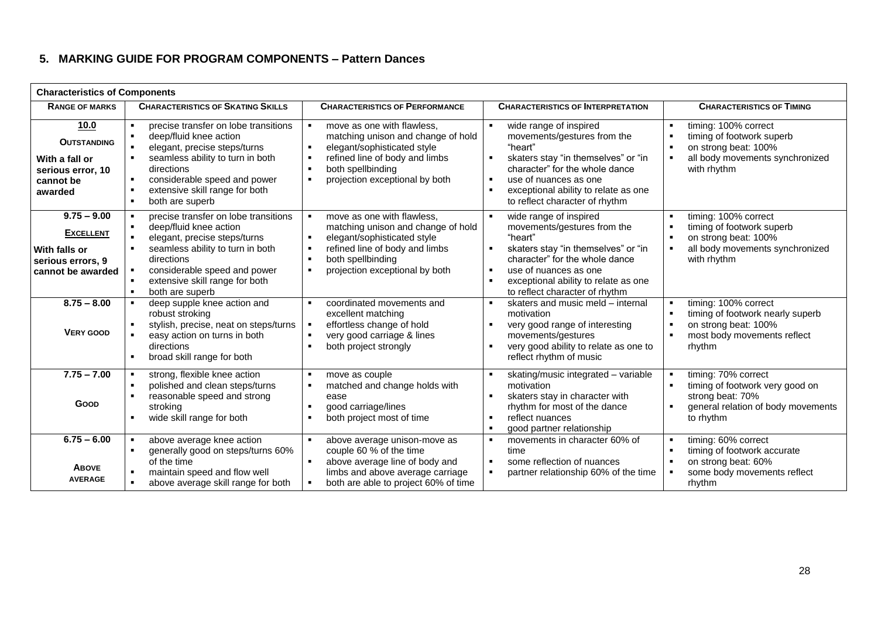## 5. MARKING GUIDE FOR PROGRAM COMPONENTS – Pattern Dances

| Characteristics of Components | | | | |
|---|---|---|---|---|
| **RANGE OF MARKS** | **CHARACTERISTICS OF SKATING SKILLS** | **CHARACTERISTICS OF PERFORMANCE** | **CHARACTERISTICS OF INTERPRETATION** | **CHARACTERISTICS OF TIMING** |
| **10.0**<br>**OUTSTANDING**<br>**With a fall or serious error, 10 cannot be awarded** | ▪ precise transfer on lobe transitions<br>▪ deep/fluid knee action<br>▪ elegant, precise steps/turns<br>▪ seamless ability to turn in both directions<br>▪ considerable speed and power<br>▪ extensive skill range for both<br>▪ both are superb | ▪ move as one with flawless, matching unison and change of hold<br>▪ elegant/sophisticated style<br>▪ refined line of body and limbs<br>▪ both spellbinding<br>▪ projection exceptional by both | ▪ wide range of inspired movements/gestures from the "heart"<br>▪ skaters stay "in themselves" or "in character" for the whole dance<br>▪ use of nuances as one<br>▪ exceptional ability to relate as one to reflect character of rhythm | ▪ timing: 100% correct<br>▪ timing of footwork superb<br>▪ on strong beat: 100%<br>▪ all body movements synchronized with rhythm |
| **9.75 – 9.00**<br>**EXCELLENT**<br>**With falls or serious errors, 9 cannot be awarded** | ▪ precise transfer on lobe transitions<br>▪ deep/fluid knee action<br>▪ elegant, precise steps/turns<br>▪ seamless ability to turn in both directions<br>▪ considerable speed and power<br>▪ extensive skill range for both<br>▪ both are superb | ▪ move as one with flawless, matching unison and change of hold<br>▪ elegant/sophisticated style<br>▪ refined line of body and limbs<br>▪ both spellbinding<br>▪ projection exceptional by both | ▪ wide range of inspired movements/gestures from the "heart"<br>▪ skaters stay "in themselves" or "in character" for the whole dance<br>▪ use of nuances as one<br>▪ exceptional ability to relate as one to reflect character of rhythm | ▪ timing: 100% correct<br>▪ timing of footwork superb<br>▪ on strong beat: 100%<br>▪ all body movements synchronized with rhythm |
| **8.75 – 8.00**<br>**VERY GOOD** | ▪ deep supple knee action and robust stroking<br>▪ stylish, precise, neat on steps/turns<br>▪ easy action on turns in both directions<br>▪ broad skill range for both | ▪ coordinated movements and excellent matching<br>▪ effortless change of hold<br>▪ very good carriage & lines<br>▪ both project strongly | ▪ skaters and music meld – internal motivation<br>▪ very good range of interesting movements/gestures<br>▪ very good ability to relate as one to reflect rhythm of music | ▪ timing: 100% correct<br>▪ timing of footwork nearly superb<br>▪ on strong beat: 100%<br>▪ most body movements reflect rhythm |
| **7.75 – 7.00**<br>**GOOD** | ▪ strong, flexible knee action<br>▪ polished and clean steps/turns<br>▪ reasonable speed and strong stroking<br>▪ wide skill range for both | ▪ move as couple<br>▪ matched and change holds with ease<br>▪ good carriage/lines<br>▪ both project most of time | ▪ skating/music integrated – variable motivation<br>▪ skaters stay in character with rhythm for most of the dance<br>▪ reflect nuances<br>▪ good partner relationship | ▪ timing: 70% correct<br>▪ timing of footwork very good on strong beat: 90%<br>▪ general relation of body movements to rhythm |
| **6.75 – 6.00**<br>**ABOVE AVERAGE** | ▪ above average knee action<br>▪ generally good on steps/turns 60% of the time<br>▪ maintain speed and flow well<br>▪ above average skill range for both | ▪ above average unison-move as couple 60 % of the time<br>▪ above average line of body and limbs and above average carriage<br>▪ both are able to project 60% of time | ▪ movements in character 60% of time<br>▪ some reflection of nuances<br>▪ partner relationship 60% of the time | ▪ timing: 60% correct<br>▪ timing of footwork accurate<br>▪ on strong beat: 60%<br>▪ some body movements reflect rhythm |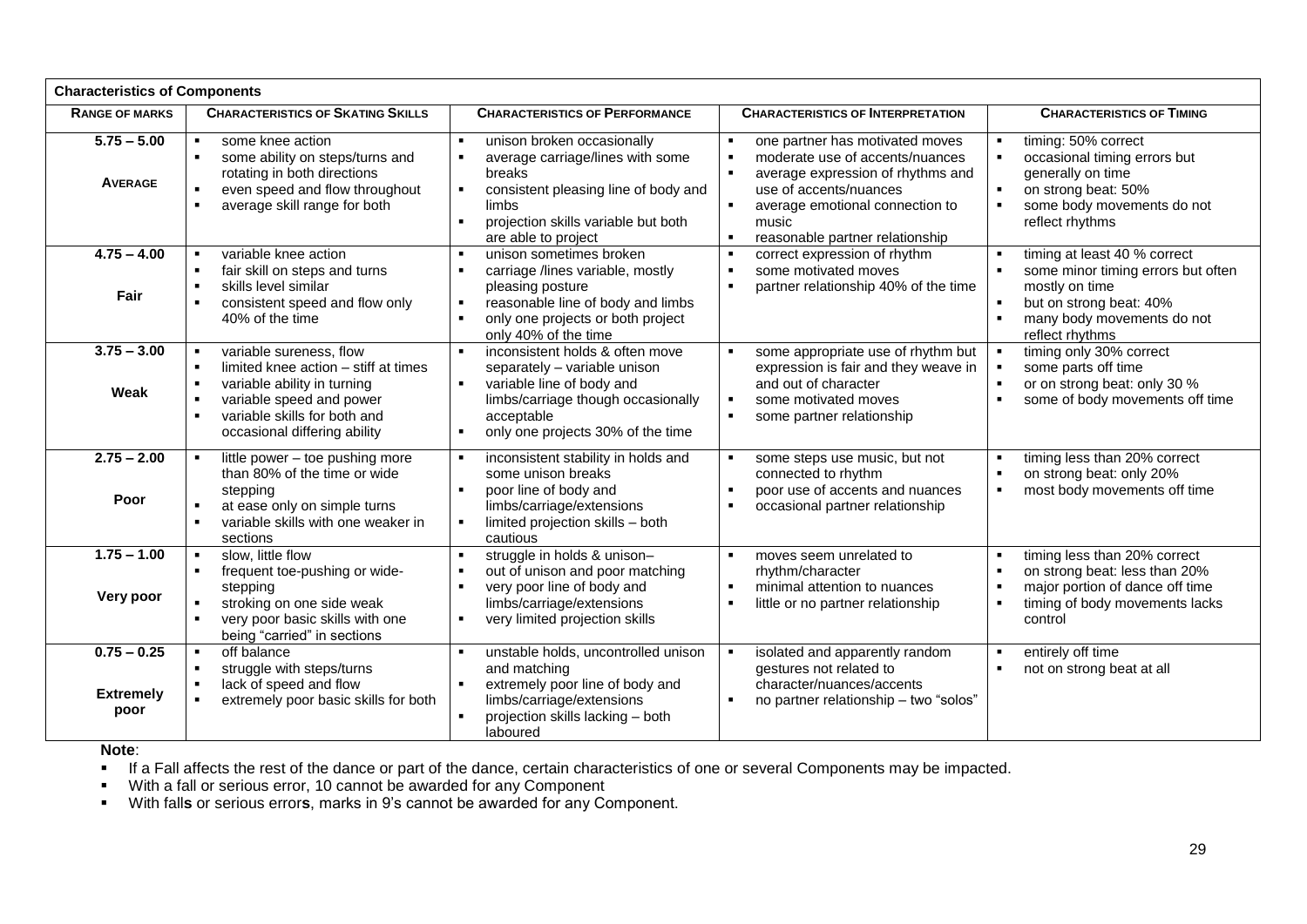| **Characteristics of Components** | | | | |
|---|---|---|---|---|
| **RANGE OF MARKS** | **CHARACTERISTICS OF SKATING SKILLS** | **CHARACTERISTICS OF PERFORMANCE** | **CHARACTERISTICS OF INTERPRETATION** | **CHARACTERISTICS OF TIMING** |
| **5.75 – 5.00** <br> **AVERAGE** | ▪ some knee action <br> ▪ some ability on steps/turns and rotating in both directions <br> ▪ even speed and flow throughout <br> ▪ average skill range for both | ▪ unison broken occasionally <br> ▪ average carriage/lines with some breaks <br> ▪ consistent pleasing line of body and limbs <br> ▪ projection skills variable but both are able to project | ▪ one partner has motivated moves <br> ▪ moderate use of accents/nuances <br> ▪ average expression of rhythms and use of accents/nuances <br> ▪ average emotional connection to music <br> ▪ reasonable partner relationship | ▪ timing: 50% correct <br> ▪ occasional timing errors but generally on time <br> ▪ on strong beat: 50% <br> ▪ some body movements do not reflect rhythms |
| **4.75 – 4.00** <br> **Fair** | ▪ variable knee action <br> ▪ fair skill on steps and turns <br> ▪ skills level similar <br> ▪ consistent speed and flow only 40% of the time | ▪ unison sometimes broken <br> ▪ carriage /lines variable, mostly pleasing posture <br> ▪ reasonable line of body and limbs <br> ▪ only one projects or both project only 40% of the time | ▪ correct expression of rhythm <br> ▪ some motivated moves <br> ▪ partner relationship 40% of the time | ▪ timing at least 40 % correct <br> ▪ some minor timing errors but often mostly on time <br> ▪ but on strong beat: 40% <br> ▪ many body movements do not reflect rhythms |
| **3.75 – 3.00** <br> **Weak** | ▪ variable sureness, flow <br> ▪ limited knee action – stiff at times <br> ▪ variable ability in turning <br> ▪ variable speed and power <br> ▪ variable skills for both and occasional differing ability | ▪ inconsistent holds & often move separately – variable unison <br> ▪ variable line of body and limbs/carriage though occasionally acceptable <br> ▪ only one projects 30% of the time | ▪ some appropriate use of rhythm but expression is fair and they weave in and out of character <br> ▪ some motivated moves <br> ▪ some partner relationship | ▪ timing only 30% correct <br> ▪ some parts off time <br> ▪ or on strong beat: only 30 % <br> ▪ some of body movements off time |
| **2.75 – 2.00** <br> **Poor** | ▪ little power – toe pushing more than 80% of the time or wide stepping <br> ▪ at ease only on simple turns <br> ▪ variable skills with one weaker in sections | ▪ inconsistent stability in holds and some unison breaks <br> ▪ poor line of body and limbs/carriage/extensions <br> ▪ limited projection skills – both cautious | ▪ some steps use music, but not connected to rhythm <br> ▪ poor use of accents and nuances <br> ▪ occasional partner relationship | ▪ timing less than 20% correct <br> ▪ on strong beat: only 20% <br> ▪ most body movements off time |
| **1.75 – 1.00** <br> **Very poor** | ▪ slow, little flow <br> ▪ frequent toe-pushing or wide-stepping <br> ▪ stroking on one side weak <br> ▪ very poor basic skills with one being "carried" in sections | ▪ struggle in holds & unison– <br> ▪ out of unison and poor matching <br> ▪ very poor line of body and limbs/carriage/extensions <br> ▪ very limited projection skills | ▪ moves seem unrelated to rhythm/character <br> ▪ minimal attention to nuances <br> ▪ little or no partner relationship | ▪ timing less than 20% correct <br> ▪ on strong beat: less than 20% <br> ▪ major portion of dance off time <br> ▪ timing of body movements lacks control |
| **0.75 – 0.25** <br> **Extremely poor** | ▪ off balance <br> ▪ struggle with steps/turns <br> ▪ lack of speed and flow <br> ▪ extremely poor basic skills for both | ▪ unstable holds, uncontrolled unison and matching <br> ▪ extremely poor line of body and limbs/carriage/extensions <br> ▪ projection skills lacking – both laboured | ▪ isolated and apparently random gestures not related to character/nuances/accents <br> ▪ no partner relationship – two "solos" | ▪ entirely off time <br> ▪ not on strong beat at all |

**Note**:

- If a Fall affects the rest of the dance or part of the dance, certain characteristics of one or several Components may be impacted.
- With a fall or serious error, 10 cannot be awarded for any Component
- With fall**s** or serious error**s**, marks in 9's cannot be awarded for any Component.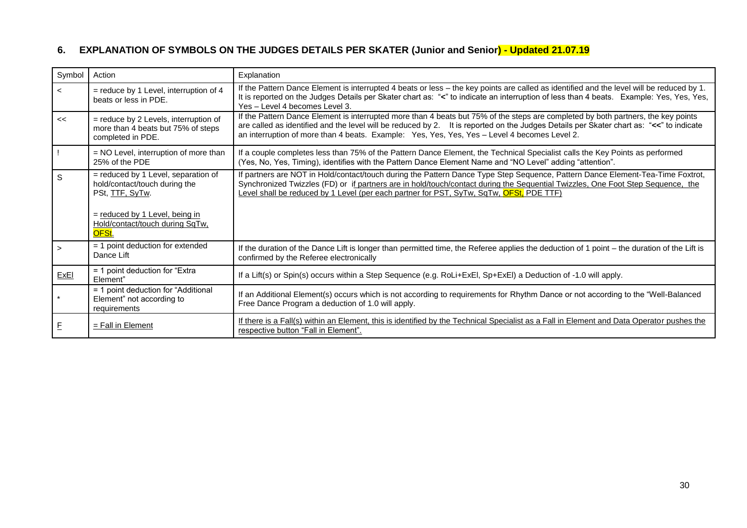## 6. EXPLANATION OF SYMBOLS ON THE JUDGES DETAILS PER SKATER (Junior and Senior) - Updated 21.07.19

| Symbol | Action | Explanation |
|---|---|---|
| < | = reduce by 1 Level, interruption of 4 beats or less in PDE. | If the Pattern Dance Element is interrupted 4 beats or less – the key points are called as identified and the level will be reduced by 1. It is reported on the Judges Details per Skater chart as: "<" to indicate an interruption of less than 4 beats. Example: Yes, Yes, Yes, Yes – Level 4 becomes Level 3. |
| << | = reduce by 2 Levels, interruption of more than 4 beats but 75% of steps completed in PDE. | If the Pattern Dance Element is interrupted more than 4 beats but 75% of the steps are completed by both partners, the key points are called as identified and the level will be reduced by 2. It is reported on the Judges Details per Skater chart as: "<<" to indicate an interruption of more than 4 beats. Example: Yes, Yes, Yes, Yes – Level 4 becomes Level 2. |
| ! | = NO Level, interruption of more than 25% of the PDE | If a couple completes less than 75% of the Pattern Dance Element, the Technical Specialist calls the Key Points as performed (Yes, No, Yes, Timing), identifies with the Pattern Dance Element Name and "NO Level" adding "attention". |
| S | = reduced by 1 Level, separation of hold/contact/touch during the PSt, TTF, SyTw.<br><br>= reduced by 1 Level, being in Hold/contact/touch during SqTw, OFSt. | If partners are NOT in Hold/contact/touch during the Pattern Dance Type Step Sequence, Pattern Dance Element-Tea-Time Foxtrot, Synchronized Twizzles (FD) or if partners are in hold/touch/contact during the Sequential Twizzles, One Foot Step Sequence, the Level shall be reduced by 1 Level (per each partner for PST, SyTw, SqTw, OFSt, PDE TTF) |
| > | = 1 point deduction for extended Dance Lift | If the duration of the Dance Lift is longer than permitted time, the Referee applies the deduction of 1 point – the duration of the Lift is confirmed by the Referee electronically |
| ExEl | = 1 point deduction for "Extra Element" | If a Lift(s) or Spin(s) occurs within a Step Sequence (e.g. RoLi+ExEl, Sp+ExEl) a Deduction of -1.0 will apply. |
| * | = 1 point deduction for "Additional Element" not according to requirements | If an Additional Element(s) occurs which is not according to requirements for Rhythm Dance or not according to the "Well-Balanced Free Dance Program a deduction of 1.0 will apply. |
| F | = Fall in Element | If there is a Fall(s) within an Element, this is identified by the Technical Specialist as a Fall in Element and Data Operator pushes the respective button "Fall in Element". |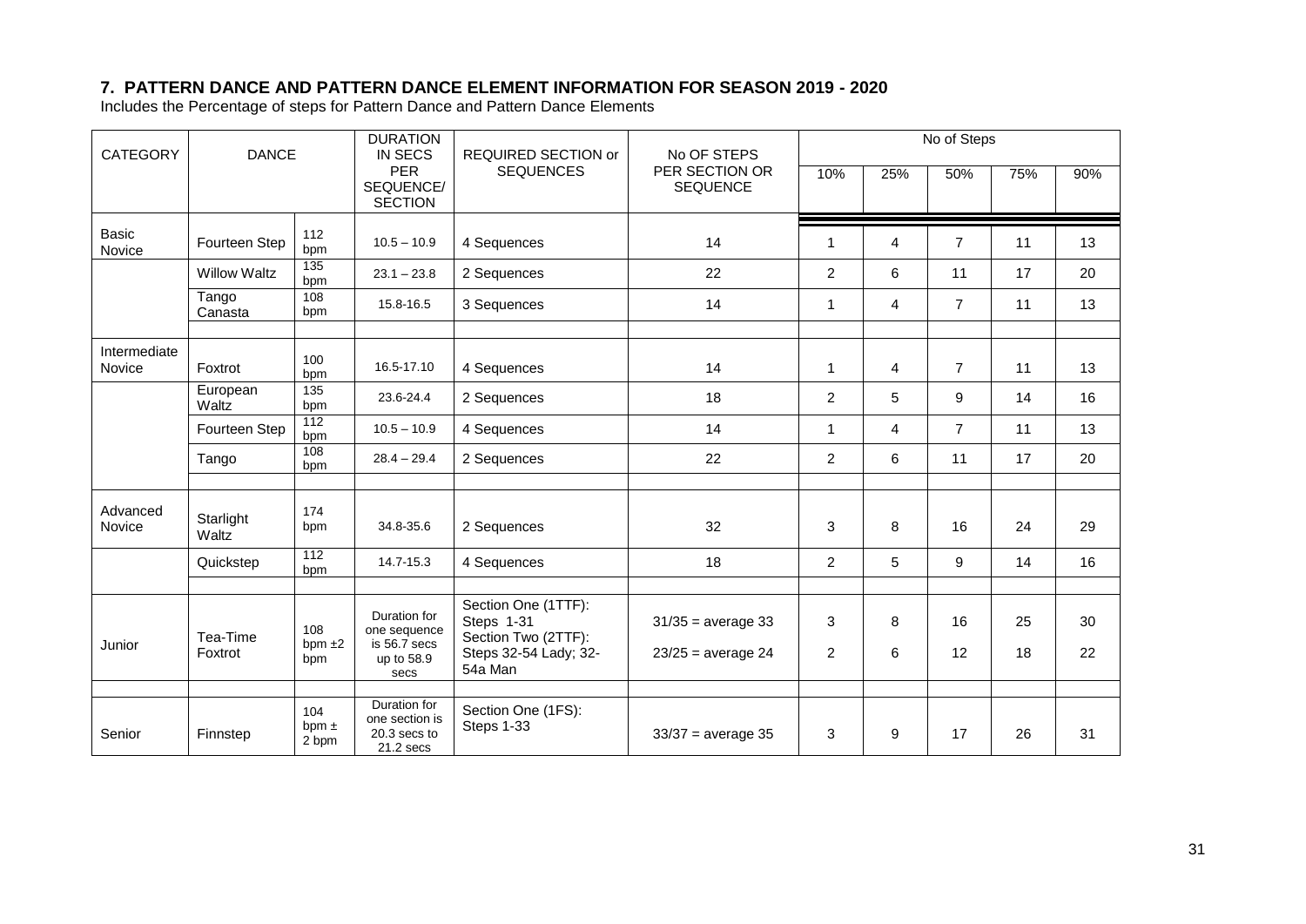## 7. PATTERN DANCE AND PATTERN DANCE ELEMENT INFORMATION FOR SEASON 2019 - 2020

Includes the Percentage of steps for Pattern Dance and Pattern Dance Elements

| CATEGORY | DANCE | | DURATION IN SECS PER SEQUENCE/ SECTION | REQUIRED SECTION or SEQUENCES | No OF STEPS PER SECTION OR SEQUENCE | No of Steps | | | | |
|---|---|---|---|---|---|---|---|---|---|---|
| | | | | | | 10% | 25% | 50% | 75% | 90% |
| Basic Novice | Fourteen Step | 112 bpm | 10.5 – 10.9 | 4 Sequences | 14 | 1 | 4 | 7 | 11 | 13 |
| | Willow Waltz | 135 bpm | 23.1 – 23.8 | 2 Sequences | 22 | 2 | 6 | 11 | 17 | 20 |
| | Tango Canasta | 108 bpm | 15.8-16.5 | 3 Sequences | 14 | 1 | 4 | 7 | 11 | 13 |
| | | | | | | | | | | |
| Intermediate Novice | Foxtrot | 100 bpm | 16.5-17.10 | 4 Sequences | 14 | 1 | 4 | 7 | 11 | 13 |
| | European Waltz | 135 bpm | 23.6-24.4 | 2 Sequences | 18 | 2 | 5 | 9 | 14 | 16 |
| | Fourteen Step | 112 bpm | 10.5 – 10.9 | 4 Sequences | 14 | 1 | 4 | 7 | 11 | 13 |
| | Tango | 108 bpm | 28.4 – 29.4 | 2 Sequences | 22 | 2 | 6 | 11 | 17 | 20 |
| | | | | | | | | | | |
| Advanced Novice | Starlight Waltz | 174 bpm | 34.8-35.6 | 2 Sequences | 32 | 3 | 8 | 16 | 24 | 29 |
| | Quickstep | 112 bpm | 14.7-15.3 | 4 Sequences | 18 | 2 | 5 | 9 | 14 | 16 |
| | | | | | | | | | | |
| Junior | Tea-Time Foxtrot | 108 bpm ±2 bpm | Duration for one sequence is 56.7 secs up to 58.9 secs | Section One (1TTF): Steps 1-31 | 31/35 = average 33 | 3 | 8 | 16 | 25 | 30 |
| | | | | Section Two (2TTF): Steps 32-54 Lady; 32-54a Man | 23/25 = average 24 | 2 | 6 | 12 | 18 | 22 |
| | | | | | | | | | | |
| Senior | Finnstep | 104 bpm ± 2 bpm | Duration for one section is 20.3 secs to 21.2 secs | Section One (1FS): Steps 1-33 | 33/37 = average 35 | 3 | 9 | 17 | 26 | 31 |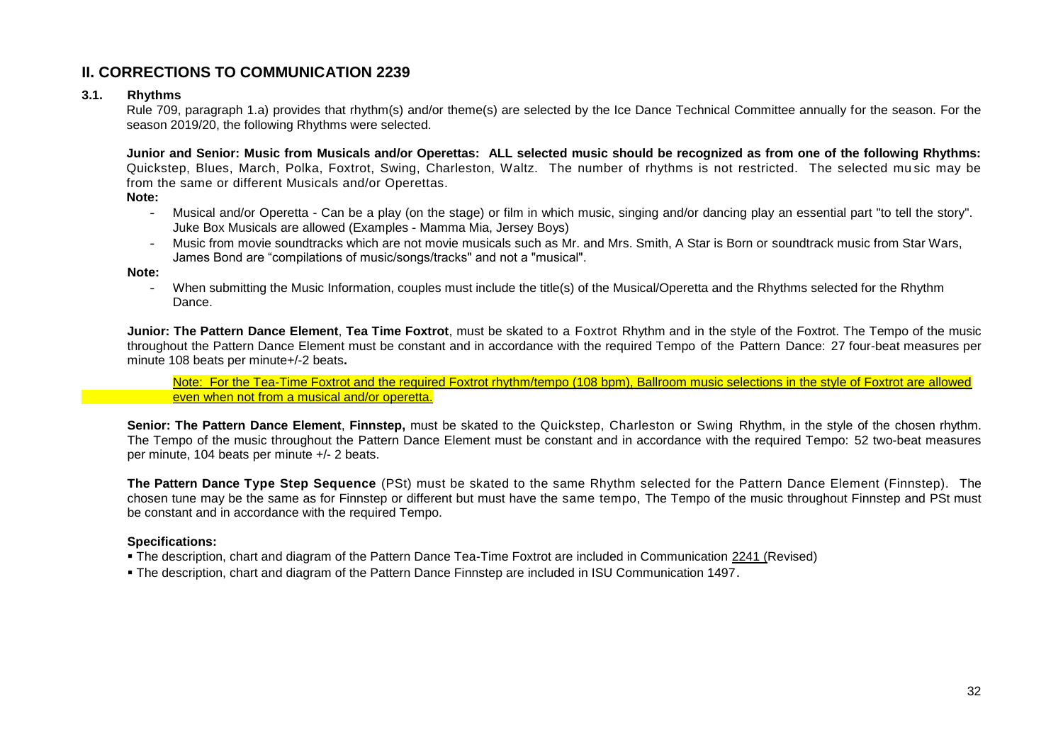## II. CORRECTIONS TO COMMUNICATION 2239

### 3.1. Rhythms

Rule 709, paragraph 1.a) provides that rhythm(s) and/or theme(s) are selected by the Ice Dance Technical Committee annually for the season. For the season 2019/20, the following Rhythms were selected.

**Junior and Senior: Music from Musicals and/or Operettas: ALL selected music should be recognized as from one of the following Rhythms:** Quickstep, Blues, March, Polka, Foxtrot, Swing, Charleston, Waltz. The number of rhythms is not restricted. The selected music may be from the same or different Musicals and/or Operettas.

**Note:**

- Musical and/or Operetta - Can be a play (on the stage) or film in which music, singing and/or dancing play an essential part "to tell the story". Juke Box Musicals are allowed (Examples - Mamma Mia, Jersey Boys)
- Music from movie soundtracks which are not movie musicals such as Mr. and Mrs. Smith, A Star is Born or soundtrack music from Star Wars, James Bond are "compilations of music/songs/tracks" and not a "musical".

**Note:**

- When submitting the Music Information, couples must include the title(s) of the Musical/Operetta and the Rhythms selected for the Rhythm Dance.

**Junior: The Pattern Dance Element**, **Tea Time Foxtrot**, must be skated to a Foxtrot Rhythm and in the style of the Foxtrot. The Tempo of the music throughout the Pattern Dance Element must be constant and in accordance with the required Tempo of the Pattern Dance: 27 four-beat measures per minute 108 beats per minute+/-2 beats**.**

Note: For the Tea-Time Foxtrot and the required Foxtrot rhythm/tempo (108 bpm), Ballroom music selections in the style of Foxtrot are allowed even when not from a musical and/or operetta.

**Senior: The Pattern Dance Element**, **Finnstep,** must be skated to the Quickstep, Charleston or Swing Rhythm, in the style of the chosen rhythm. The Tempo of the music throughout the Pattern Dance Element must be constant and in accordance with the required Tempo: 52 two-beat measures per minute, 104 beats per minute +/- 2 beats.

**The Pattern Dance Type Step Sequence** (PSt) must be skated to the same Rhythm selected for the Pattern Dance Element (Finnstep). The chosen tune may be the same as for Finnstep or different but must have the same tempo, The Tempo of the music throughout Finnstep and PSt must be constant and in accordance with the required Tempo.

**Specifications:**

- The description, chart and diagram of the Pattern Dance Tea-Time Foxtrot are included in Communication 2241 (Revised)
- The description, chart and diagram of the Pattern Dance Finnstep are included in ISU Communication 1497.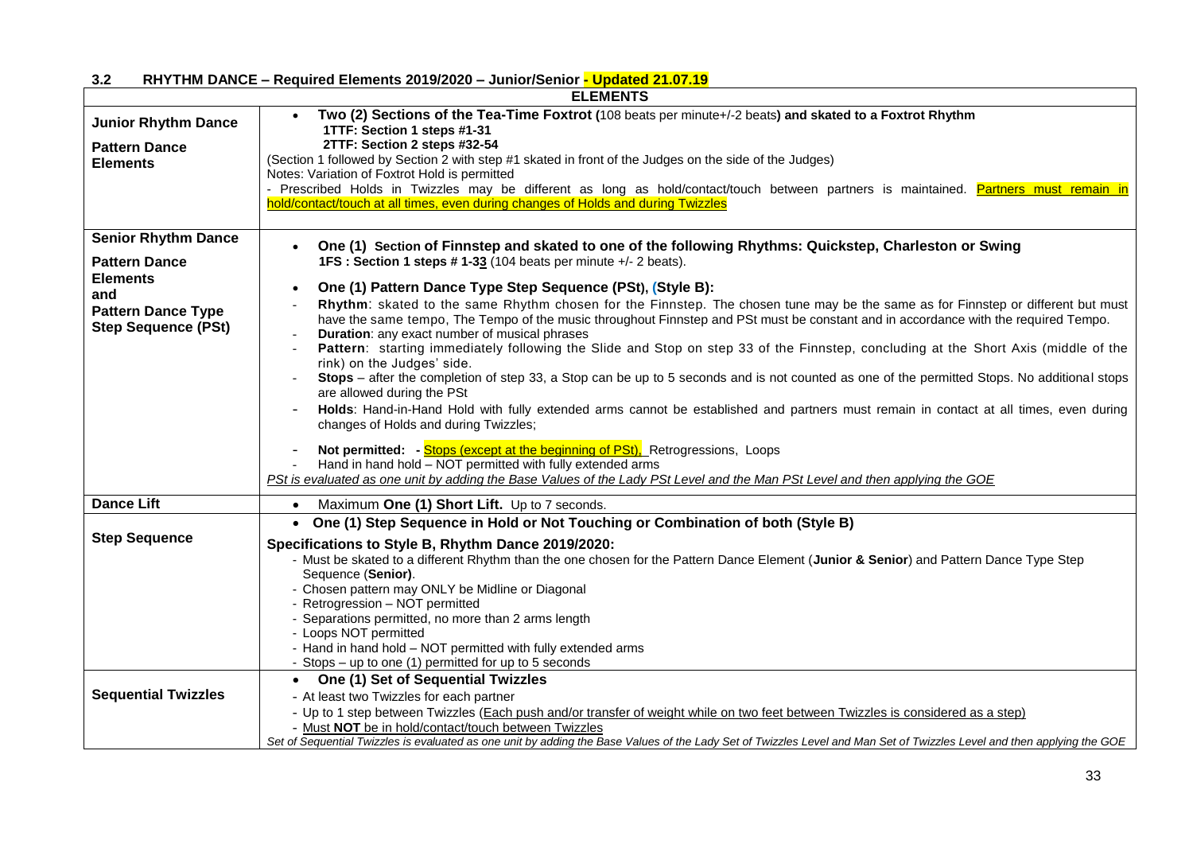## 3.2 RHYTHM DANCE – Required Elements 2019/2020 – Junior/Senior - Updated 21.07.19

| | ELEMENTS |
|---|---|
| **Junior Rhythm Dance**<br><br>**Pattern Dance Elements** | • **Two (2) Sections of the Tea-Time Foxtrot (**108 beats per minute+/-2 beats**) and skated to a Foxtrot Rhythm**<br>**1TTF: Section 1 steps #1-31**<br>**2TTF: Section 2 steps #32-54**<br>(Section 1 followed by Section 2 with step #1 skated in front of the Judges on the side of the Judges)<br>Notes: Variation of Foxtrot Hold is permitted<br>- Prescribed Holds in Twizzles may be different as long as hold/contact/touch between partners is maintained. Partners must remain in hold/contact/touch at all times, even during changes of Holds and during Twizzles |
| **Senior Rhythm Dance**<br><br>**Pattern Dance Elements and Pattern Dance Type Step Sequence (PSt)** | • **One (1) Section of Finnstep and skated to one of the following Rhythms: Quickstep, Charleston or Swing**<br>**1FS : Section 1 steps # 1-33** (104 beats per minute +/- 2 beats).<br><br>• **One (1) Pattern Dance Type Step Sequence (PSt), (Style B):**<br>- **Rhythm**: skated to the same Rhythm chosen for the Finnstep. The chosen tune may be the same as for Finnstep or different but must have the same tempo, The Tempo of the music throughout Finnstep and PSt must be constant and in accordance with the required Tempo.<br>- **Duration**: any exact number of musical phrases<br>- **Pattern**: starting immediately following the Slide and Stop on step 33 of the Finnstep, concluding at the Short Axis (middle of the rink) on the Judges' side.<br>- **Stops** – after the completion of step 33, a Stop can be up to 5 seconds and is not counted as one of the permitted Stops. No additional stops are allowed during the PSt<br>- **Holds**: Hand-in-Hand Hold with fully extended arms cannot be established and partners must remain in contact at all times, even during changes of Holds and during Twizzles;<br><br>- **Not permitted: -** Stops (except at the beginning of PSt), Retrogressions, Loops<br>- Hand in hand hold – NOT permitted with fully extended arms<br>*PSt is evaluated as one unit by adding the Base Values of the Lady PSt Level and the Man PSt Level and then applying the GOE* |
| **Dance Lift** | • Maximum **One (1) Short Lift.** Up to 7 seconds. |
| **Step Sequence** | • **One (1) Step Sequence in Hold or Not Touching or Combination of both (Style B)**<br><br>**Specifications to Style B, Rhythm Dance 2019/2020:**<br>- Must be skated to a different Rhythm than the one chosen for the Pattern Dance Element (**Junior & Senior**) and Pattern Dance Type Step Sequence (**Senior**).<br>- Chosen pattern may ONLY be Midline or Diagonal<br>- Retrogression – NOT permitted<br>- Separations permitted, no more than 2 arms length<br>- Loops NOT permitted<br>- Hand in hand hold – NOT permitted with fully extended arms<br>- Stops – up to one (1) permitted for up to 5 seconds |
| **Sequential Twizzles** | • **One (1) Set of Sequential Twizzles**<br>- At least two Twizzles for each partner<br>- Up to 1 step between Twizzles (Each push and/or transfer of weight while on two feet between Twizzles is considered as a step)<br>- Must **NOT** be in hold/contact/touch between Twizzles<br>*Set of Sequential Twizzles is evaluated as one unit by adding the Base Values of the Lady Set of Twizzles Level and Man Set of Twizzles Level and then applying the GOE* |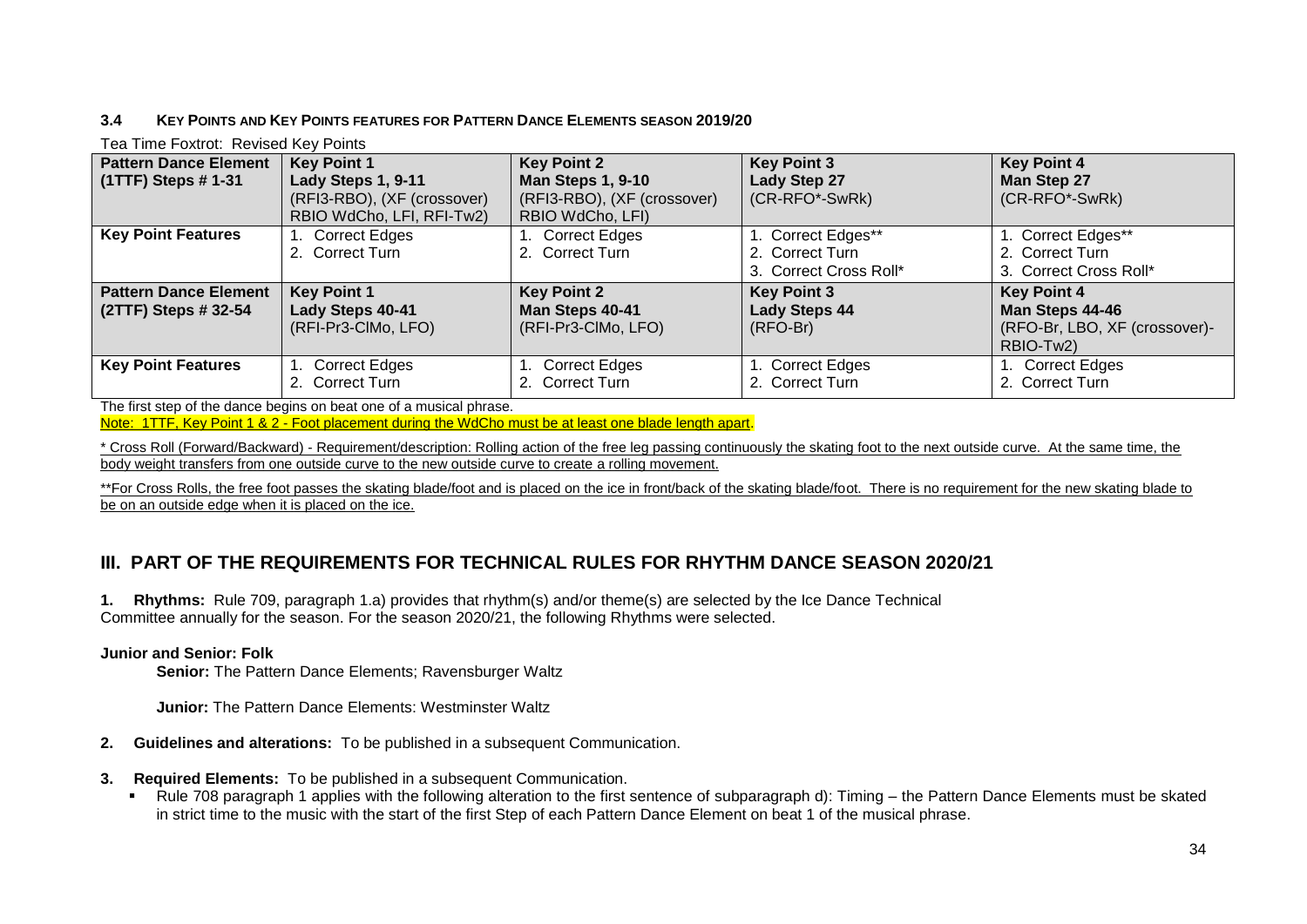#### 3.4 KEY POINTS AND KEY POINTS FEATURES FOR PATTERN DANCE ELEMENTS SEASON 2019/20

Tea Time Foxtrot: Revised Key Points

| **Pattern Dance Element (1TTF) Steps # 1-31** | **Key Point 1 Lady Steps 1, 9-11** (RFI3-RBO), (XF (crossover) RBIO WdCho, LFI, RFI-Tw2) | **Key Point 2 Man Steps 1, 9-10** (RFI3-RBO), (XF (crossover) RBIO WdCho, LFI) | **Key Point 3 Lady Step 27** (CR-RFO*-SwRk) | **Key Point 4 Man Step 27** (CR-RFO*-SwRk) |
|---|---|---|---|---|
| **Key Point Features** | 1. Correct Edges 2. Correct Turn | 1. Correct Edges 2. Correct Turn | 1. Correct Edges** 2. Correct Turn 3. Correct Cross Roll* | 1. Correct Edges** 2. Correct Turn 3. Correct Cross Roll* |
| **Pattern Dance Element (2TTF) Steps # 32-54** | **Key Point 1 Lady Steps 40-41** (RFI-Pr3-ClMo, LFO) | **Key Point 2 Man Steps 40-41** (RFI-Pr3-ClMo, LFO) | **Key Point 3 Lady Steps 44** (RFO-Br) | **Key Point 4 Man Steps 44-46** (RFO-Br, LBO, XF (crossover)-RBIO-Tw2) |
| **Key Point Features** | 1. Correct Edges 2. Correct Turn | 1. Correct Edges 2. Correct Turn | 1. Correct Edges 2. Correct Turn | 1. Correct Edges 2. Correct Turn |

The first step of the dance begins on beat one of a musical phrase.

Note: 1TTF, Key Point 1 & 2 - Foot placement during the WdCho must be at least one blade length apart.

\* Cross Roll (Forward/Backward) - Requirement/description: Rolling action of the free leg passing continuously the skating foot to the next outside curve. At the same time, the body weight transfers from one outside curve to the new outside curve to create a rolling movement.

\*\*For Cross Rolls, the free foot passes the skating blade/foot and is placed on the ice in front/back of the skating blade/foot. There is no requirement for the new skating blade to be on an outside edge when it is placed on the ice.

## III. PART OF THE REQUIREMENTS FOR TECHNICAL RULES FOR RHYTHM DANCE SEASON 2020/21

**1. Rhythms:** Rule 709, paragraph 1.a) provides that rhythm(s) and/or theme(s) are selected by the Ice Dance Technical Committee annually for the season. For the season 2020/21, the following Rhythms were selected.

**Junior and Senior: Folk**

**Senior:** The Pattern Dance Elements; Ravensburger Waltz

**Junior:** The Pattern Dance Elements: Westminster Waltz

**2. Guidelines and alterations:** To be published in a subsequent Communication.

**3. Required Elements:** To be published in a subsequent Communication.

- Rule 708 paragraph 1 applies with the following alteration to the first sentence of subparagraph d): Timing – the Pattern Dance Elements must be skated in strict time to the music with the start of the first Step of each Pattern Dance Element on beat 1 of the musical phrase.